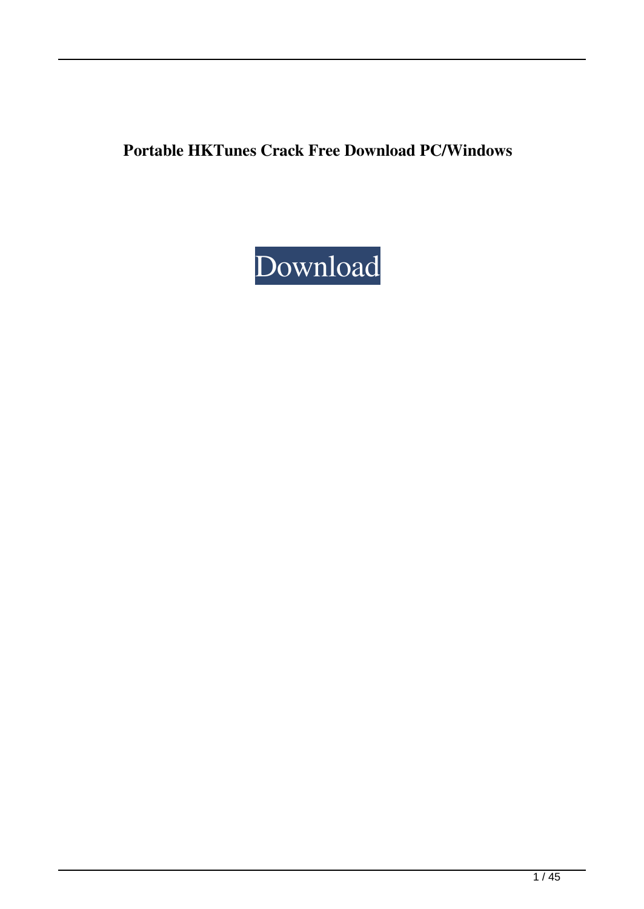**Portable HKTunes Crack Free Download PC/Windows**

Download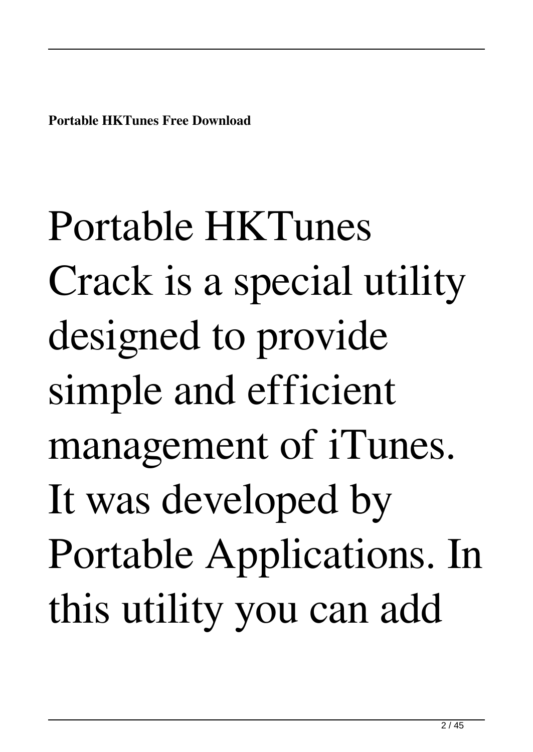**Portable HKTunes Free Download**

Portable HKTunes Crack is a special utility designed to provide simple and efficient management of iTunes. It was developed by Portable Applications. In this utility you can add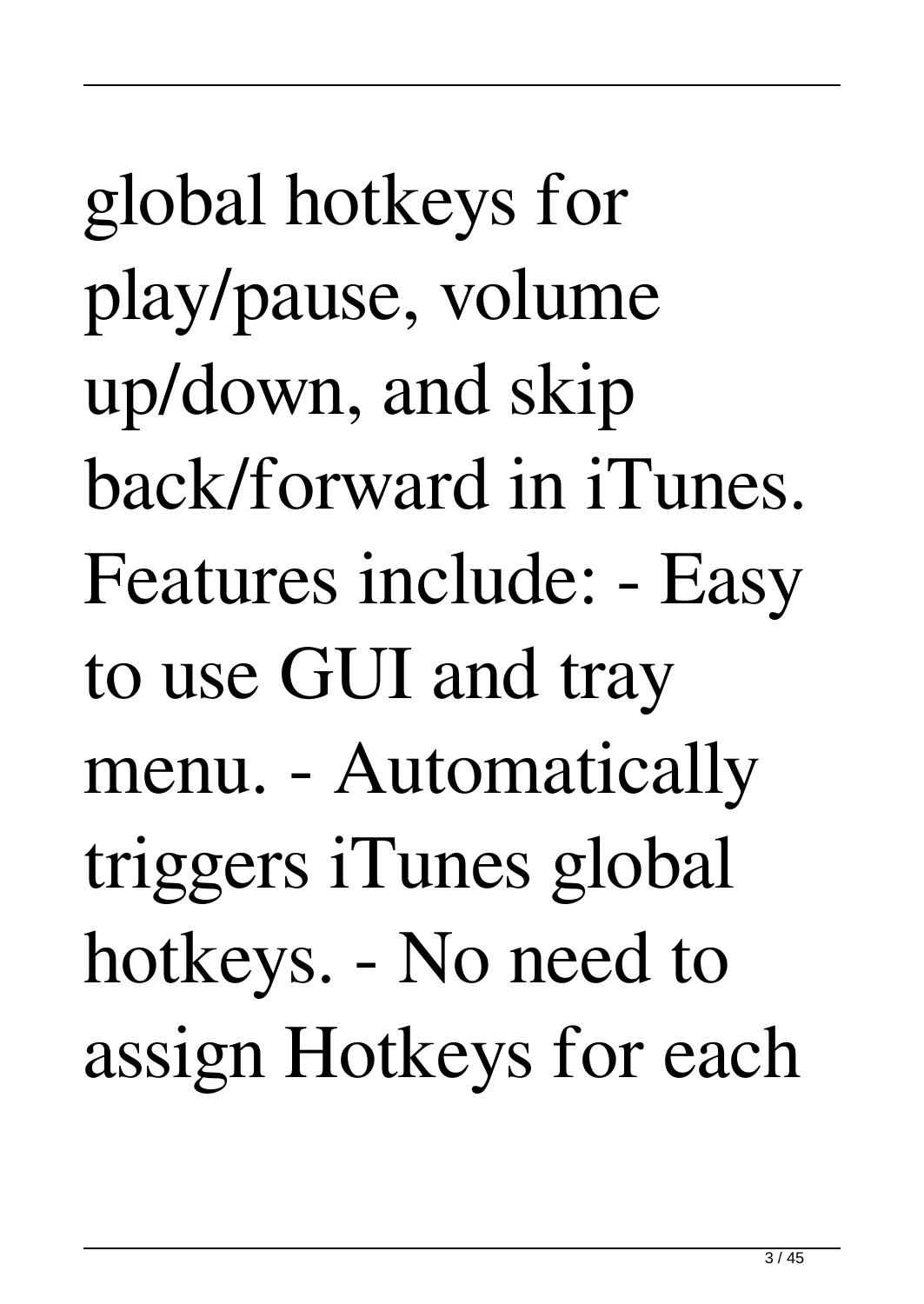global hotkeys for play/pause, volume up/down, and skip back/forward in iTunes. Features include: - Easy to use GUI and tray menu. - Automatically triggers iTunes global hotkeys. - No need to assign Hotkeys for each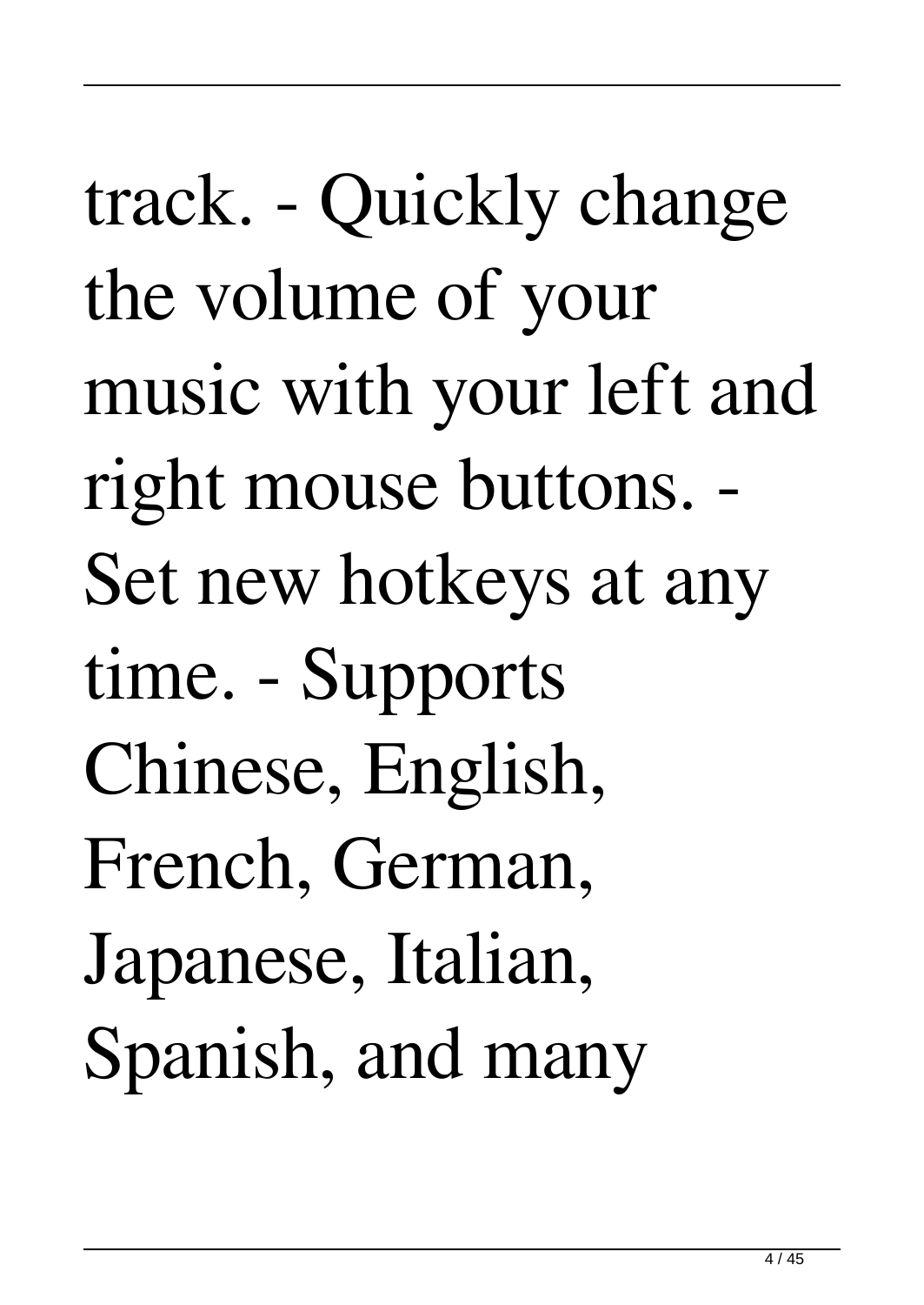track. - Quickly change the volume of your music with your left and right mouse buttons. - Set new hotkeys at any time. - Supports Chinese, English, French, German, Japanese, Italian, Spanish, and many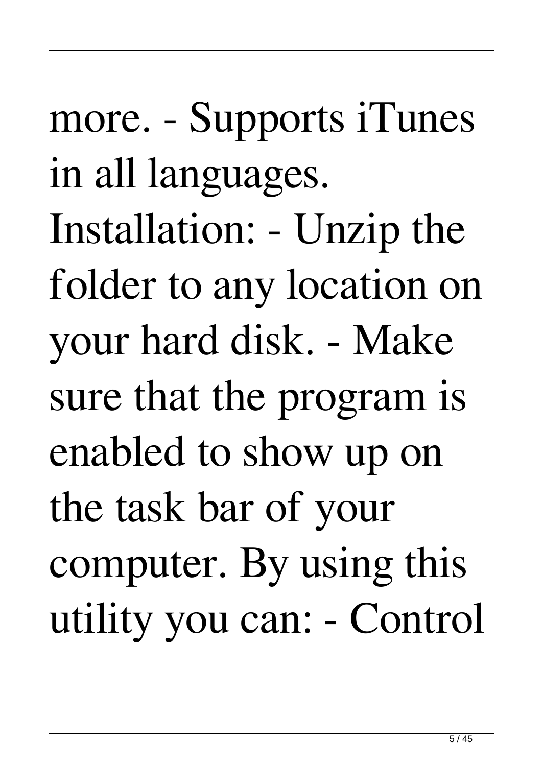more. - Supports iTunes in all languages. Installation: - Unzip the folder to any location on your hard disk. - Make sure that the program is enabled to show up on the task bar of your computer. By using this utility you can: - Control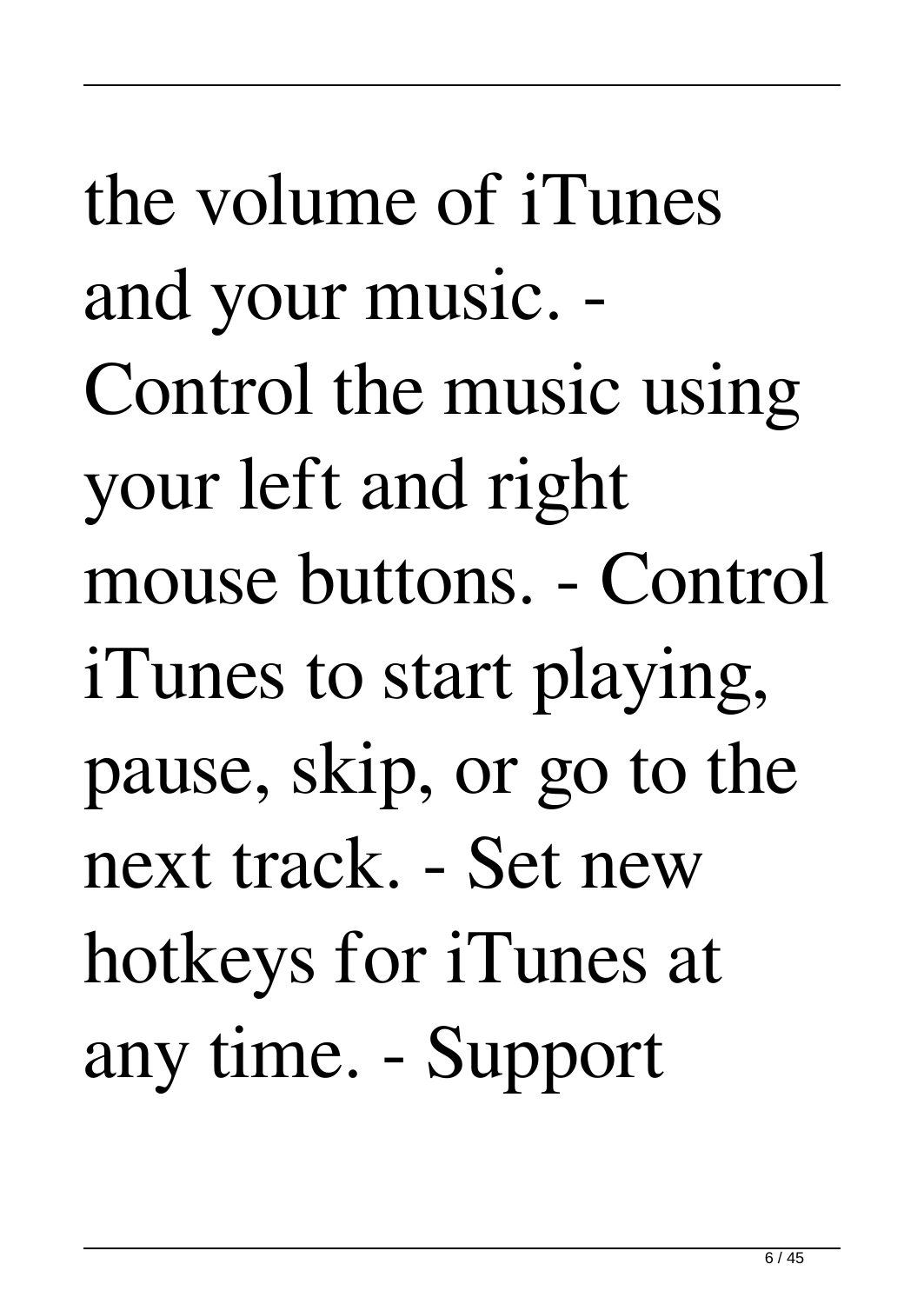the volume of iTunes and your music. - Control the music using your left and right mouse buttons. - Control iTunes to start playing, pause, skip, or go to the next track. - Set new hotkeys for iTunes at any time. - Support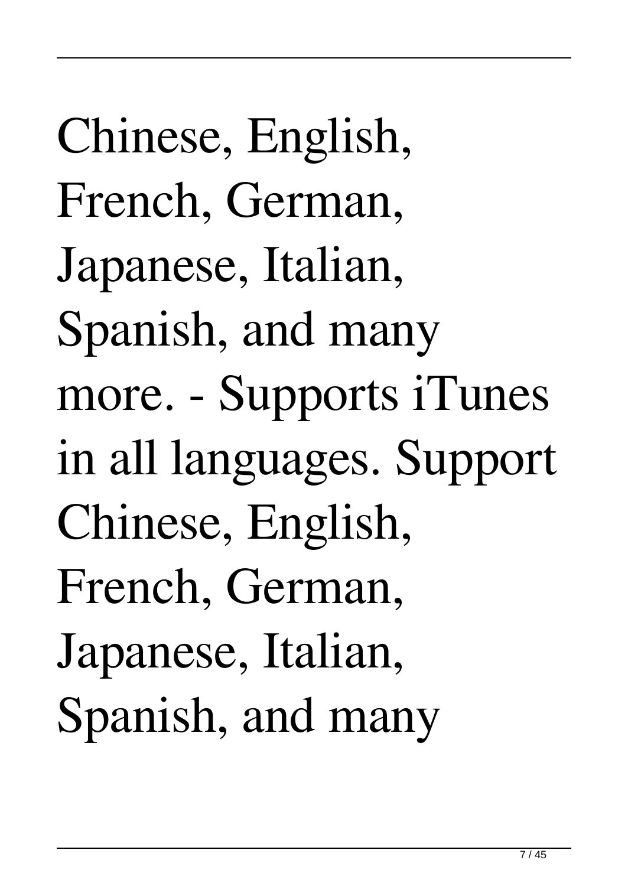Chinese, English, French, German, Japanese, Italian, Spanish, and many more. - Supports iTunes in all languages. Support Chinese, English, French, German, Japanese, Italian, Spanish, and many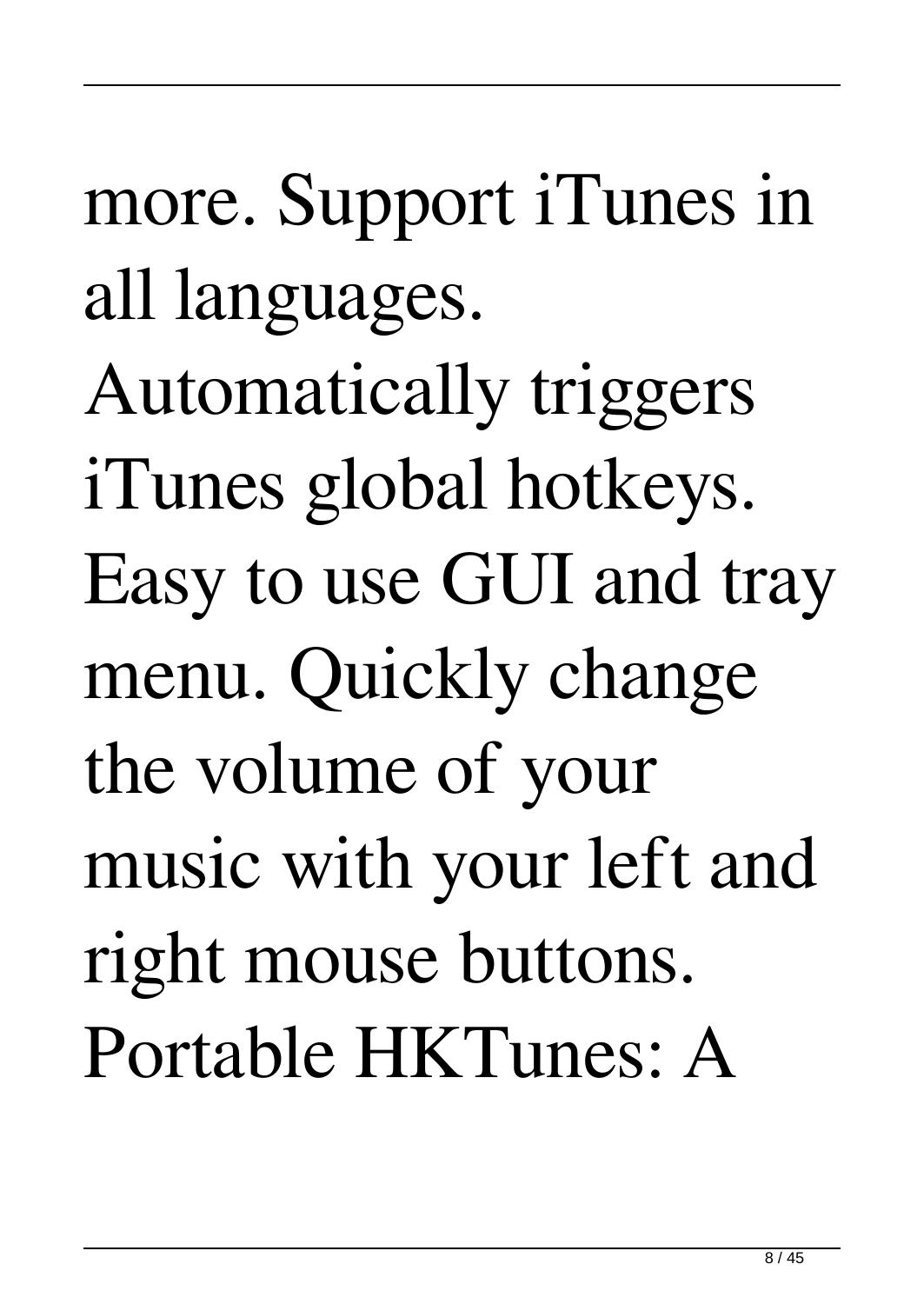more. Support iTunes in all languages. Automatically triggers iTunes global hotkeys. Easy to use GUI and tray menu. Quickly change the volume of your music with your left and right mouse buttons. Portable HKTunes: A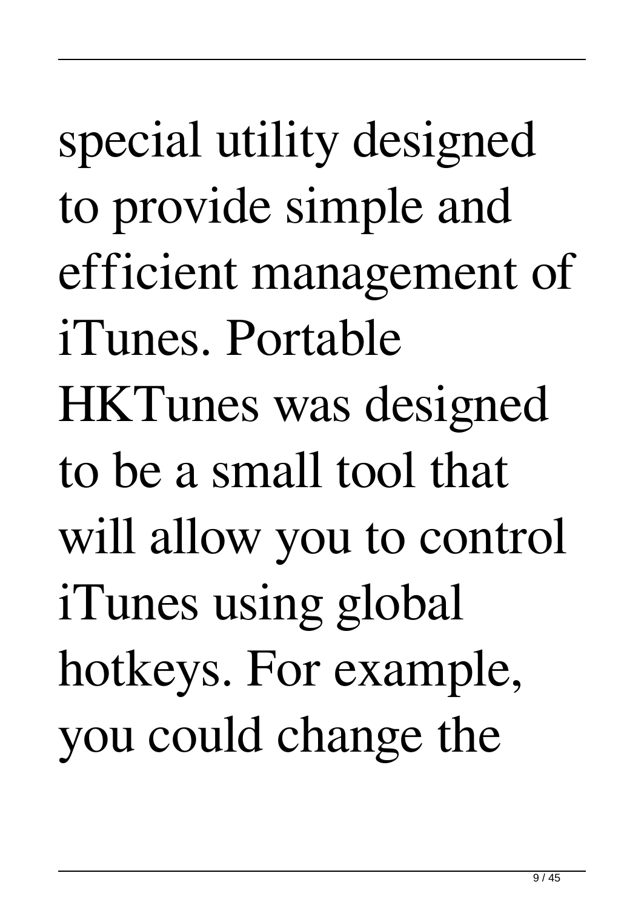special utility designed to provide simple and efficient management of iTunes. Portable HKTunes was designed to be a small tool that will allow you to control iTunes using global hotkeys. For example, you could change the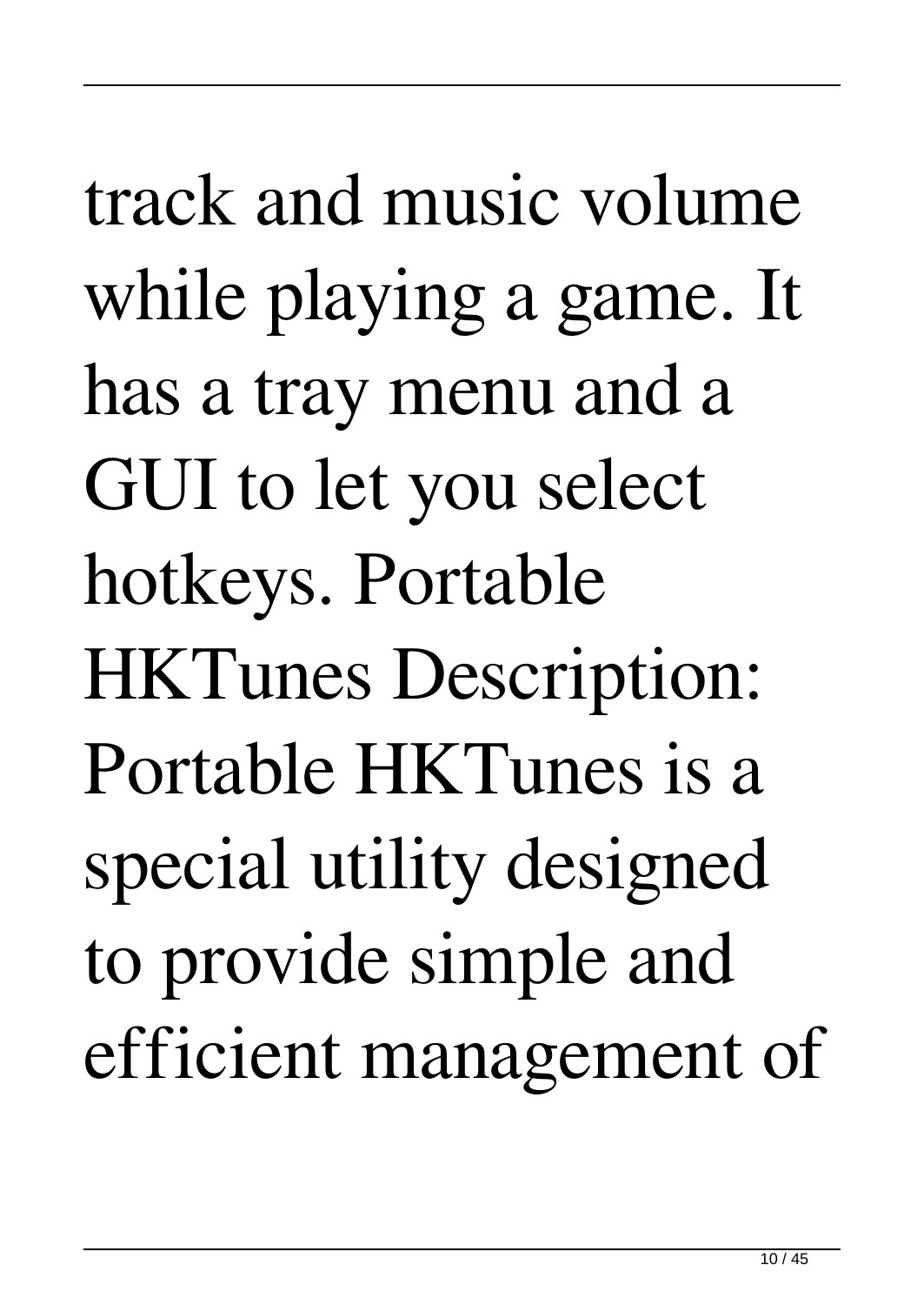track and music volume while playing a game. It has a tray menu and a GUI to let you select hotkeys. Portable HKTunes Description: Portable HKTunes is a special utility designed to provide simple and efficient management of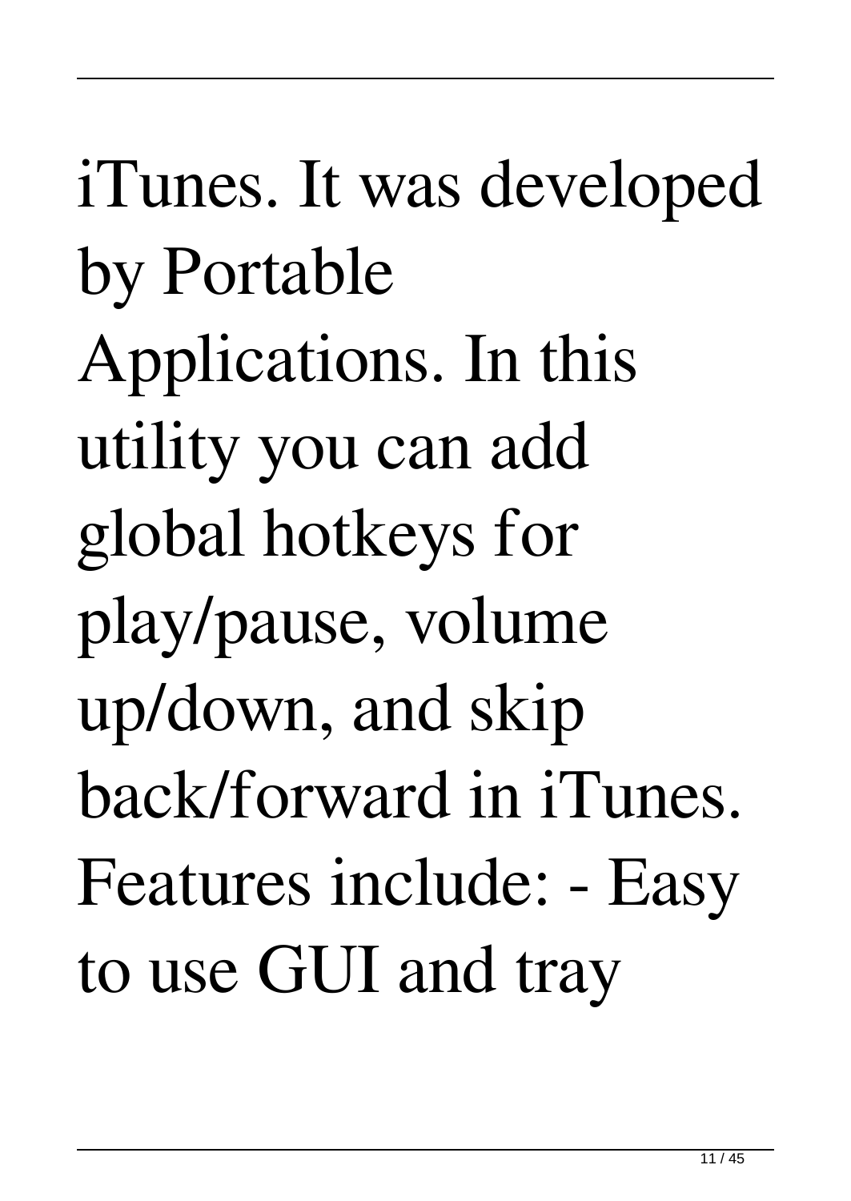iTunes. It was developed by Portable Applications. In this utility you can add global hotkeys for play/pause, volume up/down, and skip back/forward in iTunes. Features include: - Easy to use GUI and tray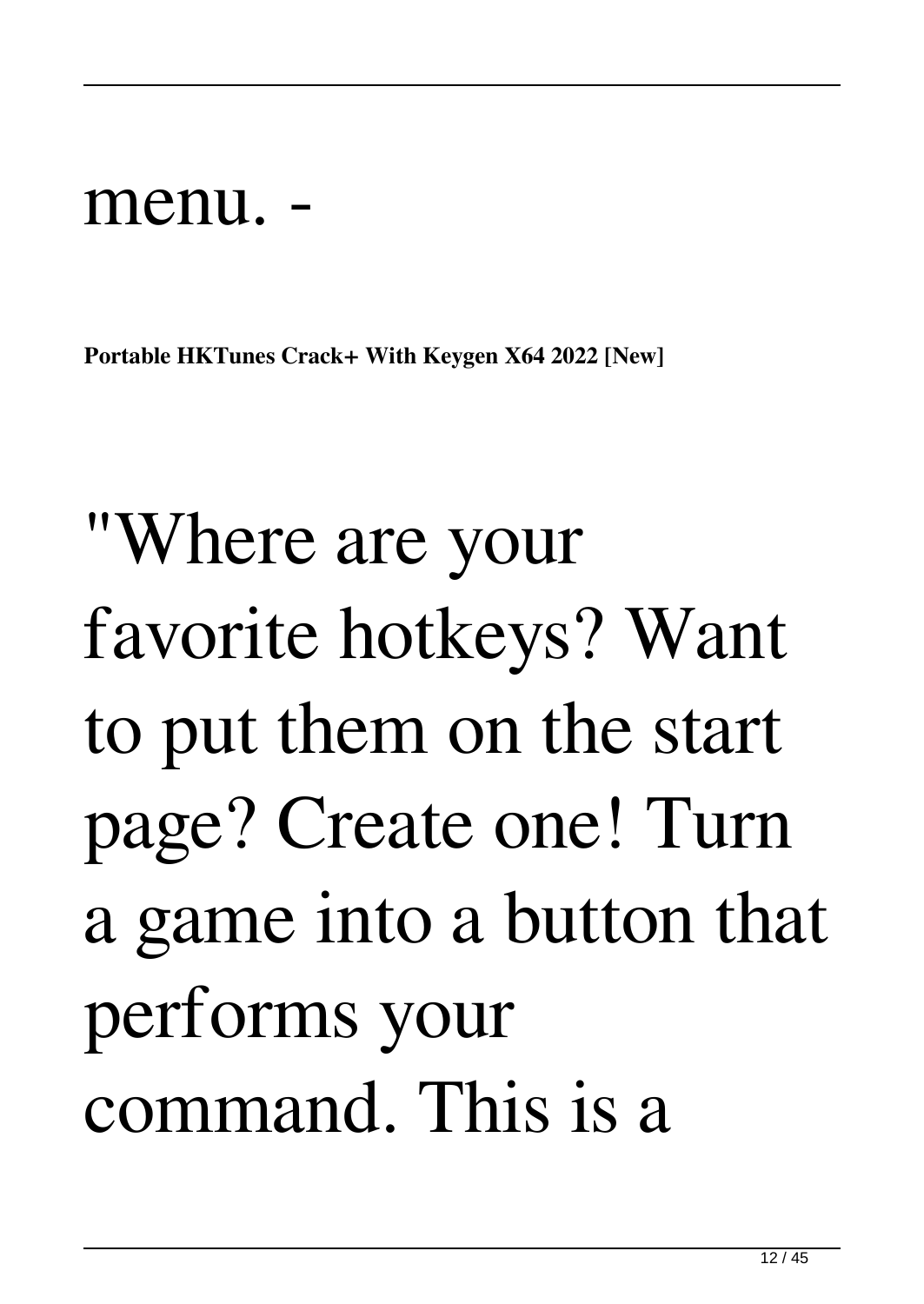menu. -

**Portable HKTunes Crack+ With Keygen X64 2022 [New]**

"Where are your favorite hotkeys? Want to put them on the start page? Create one! Turn a game into a button that performs your command. This is a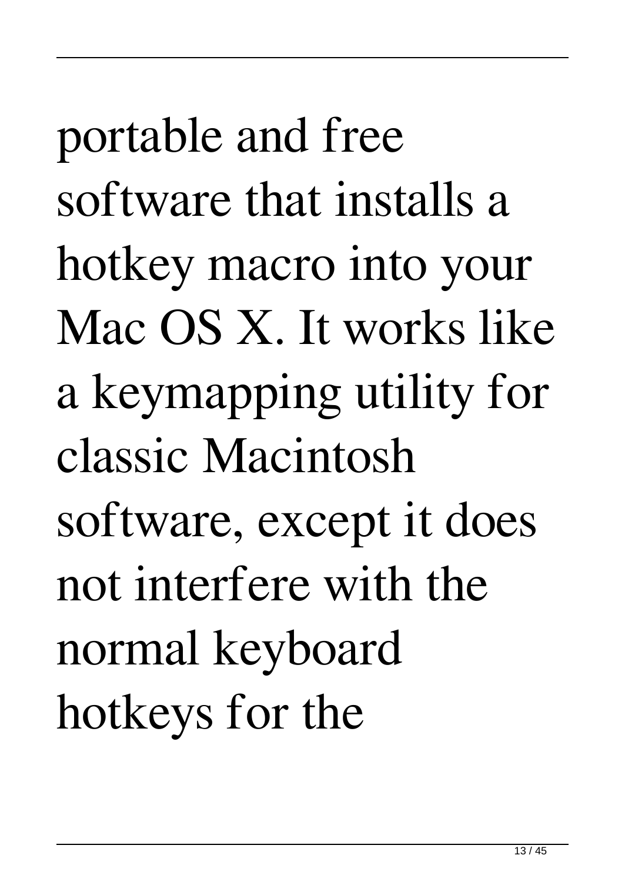portable and free software that installs a hotkey macro into your Mac OS X. It works like a keymapping utility for classic Macintosh software, except it does not interfere with the normal keyboard hotkeys for the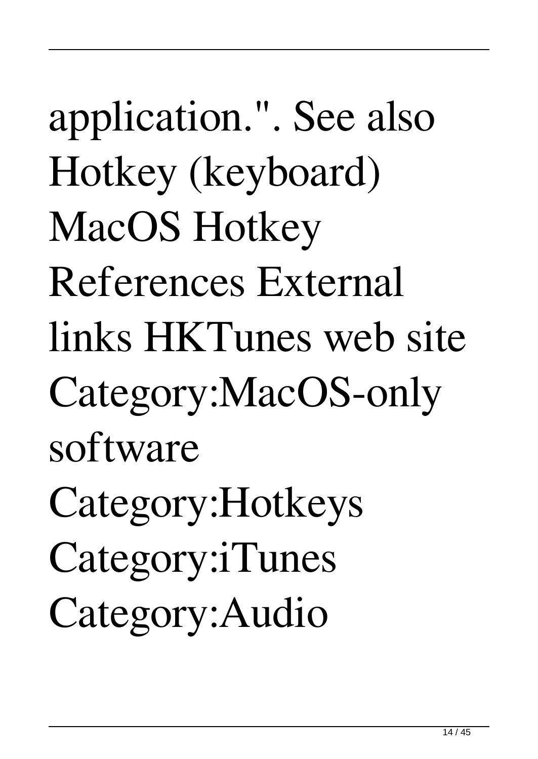application.". See also Hotkey (keyboard) MacOS Hotkey References External links HKTunes web site Category:MacOS-only software Category:Hotkeys Category:iTunes Category:Audio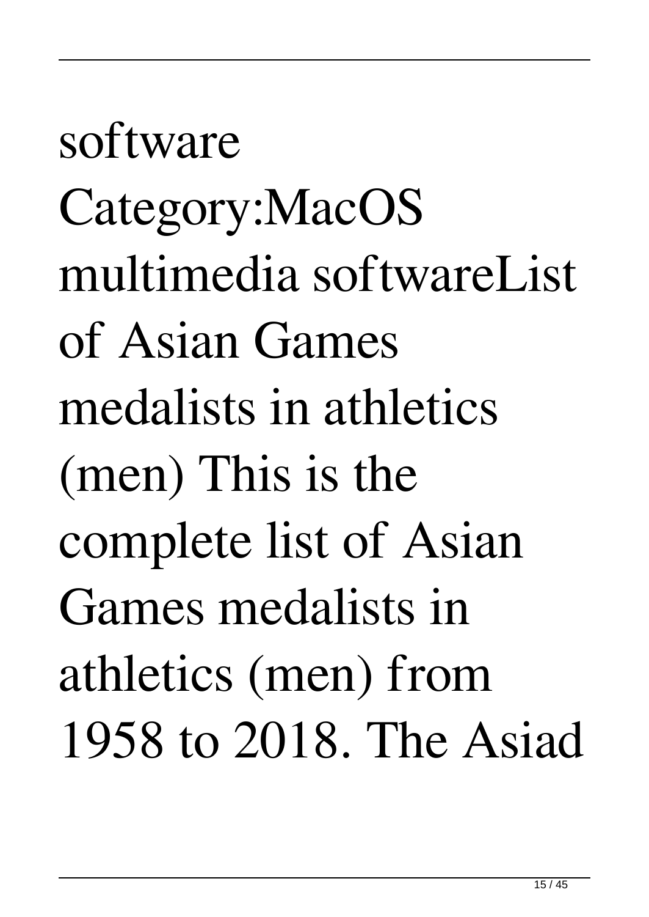software Category:MacOS multimedia softwareList of Asian Games medalists in athletics (men) This is the complete list of Asian Games medalists in athletics (men) from 1958 to 2018. The Asiad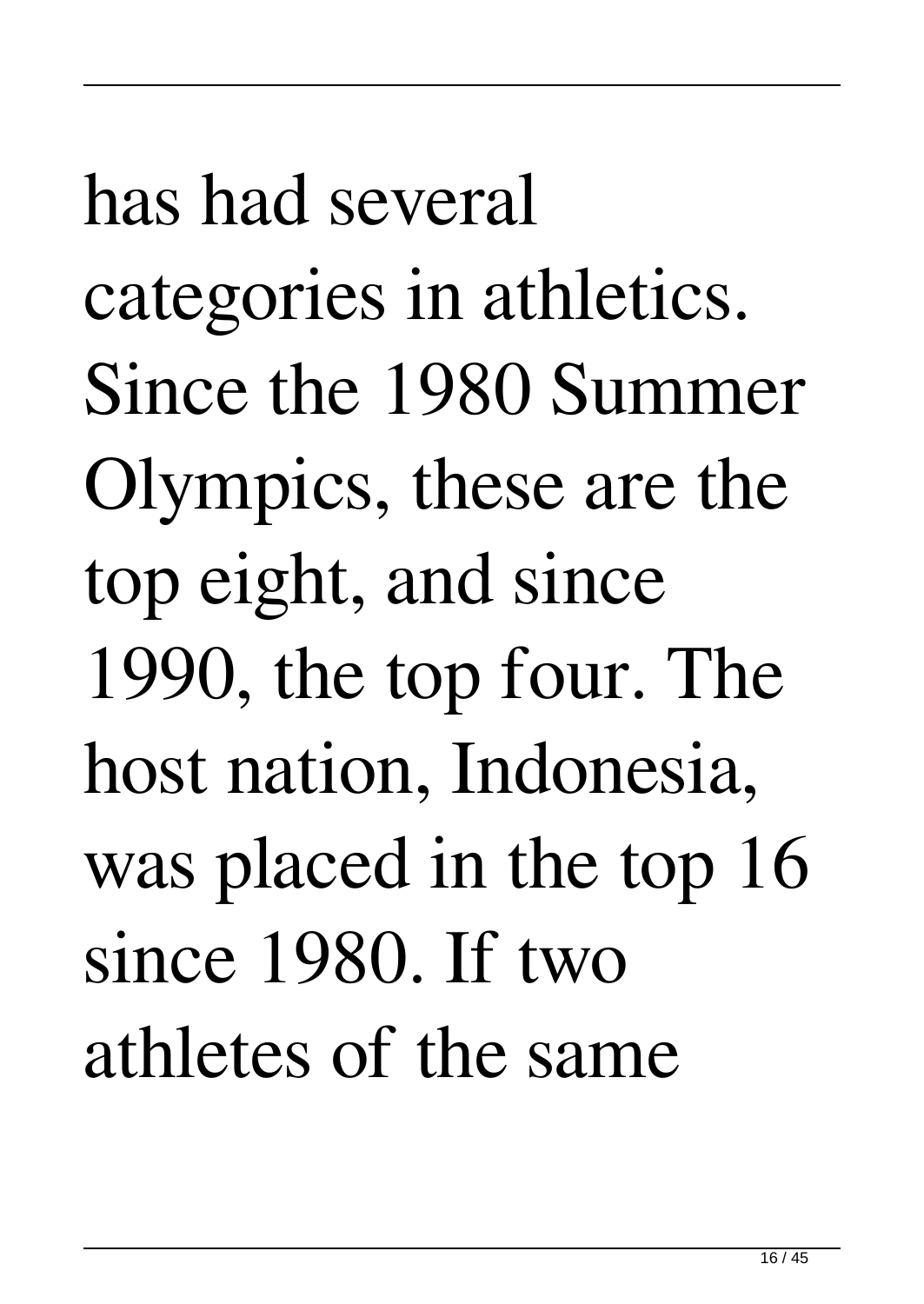has had several categories in athletics. Since the 1980 Summer Olympics, these are the top eight, and since 1990, the top four. The host nation, Indonesia, was placed in the top 16 since 1980. If two athletes of the same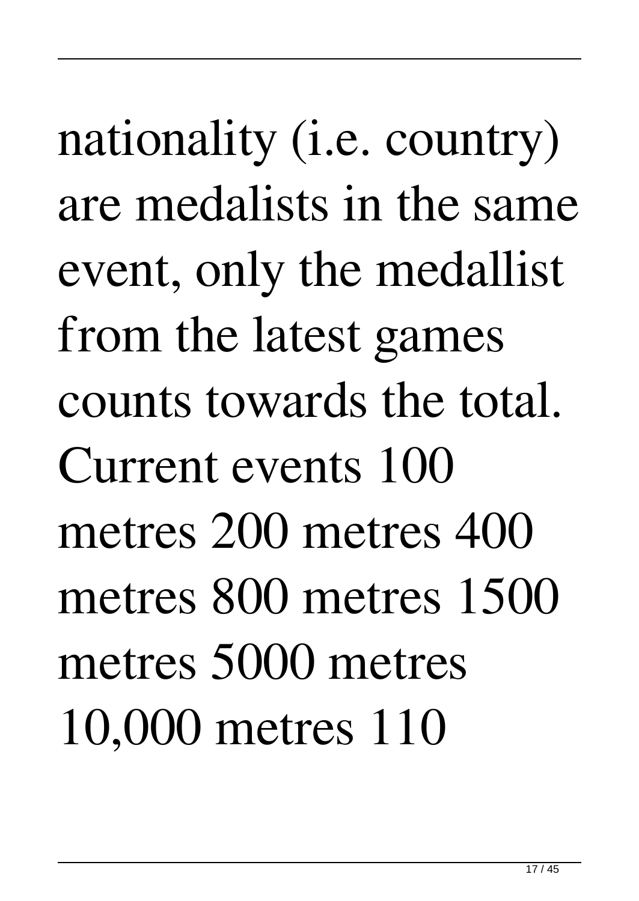nationality (i.e. country) are medalists in the same event, only the medallist from the latest games counts towards the total. Current events 100 metres 200 metres 400 metres 800 metres 1500 metres 5000 metres 10,000 metres 110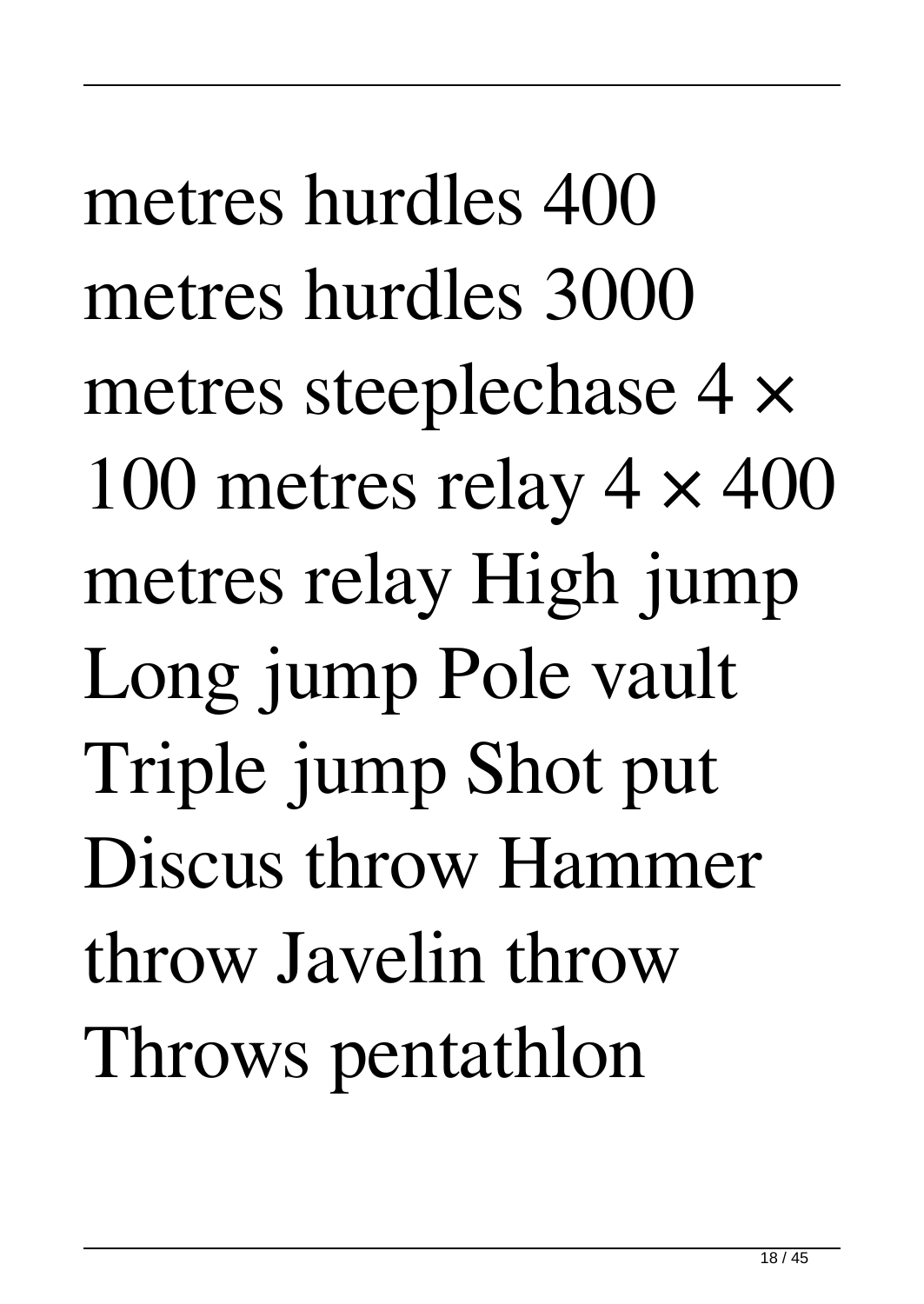metres hurdles 400 metres hurdles 3000 metres steeplechase 4 × 100 metres relay 4 × 400 metres relay High jump Long jump Pole vault Triple jump Shot put Discus throw Hammer throw Javelin throw Throws pentathlon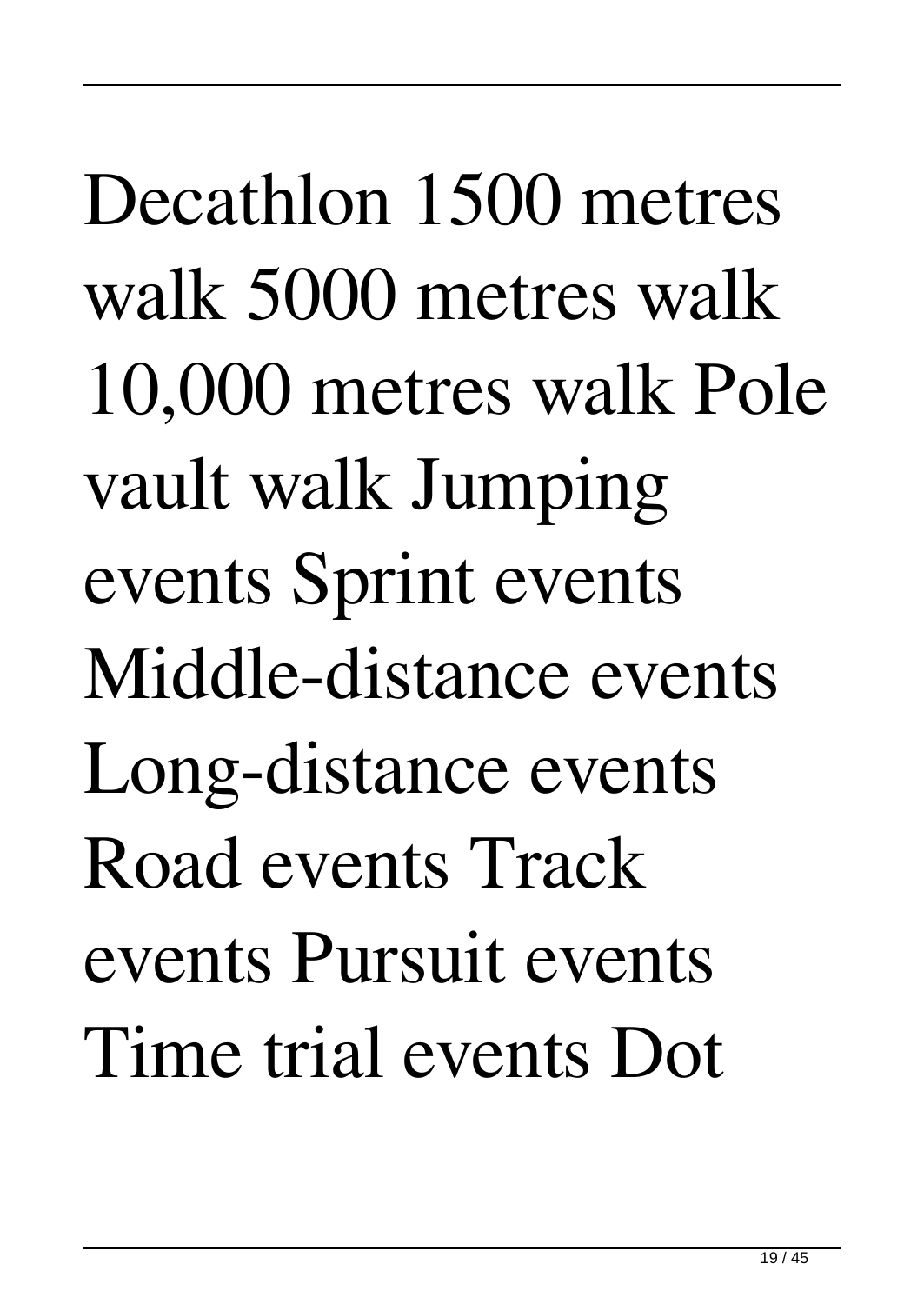Decathlon 1500 metres walk 5000 metres walk 10,000 metres walk Pole vault walk Jumping events Sprint events Middle-distance events Long-distance events Road events Track events Pursuit events Time trial events Dot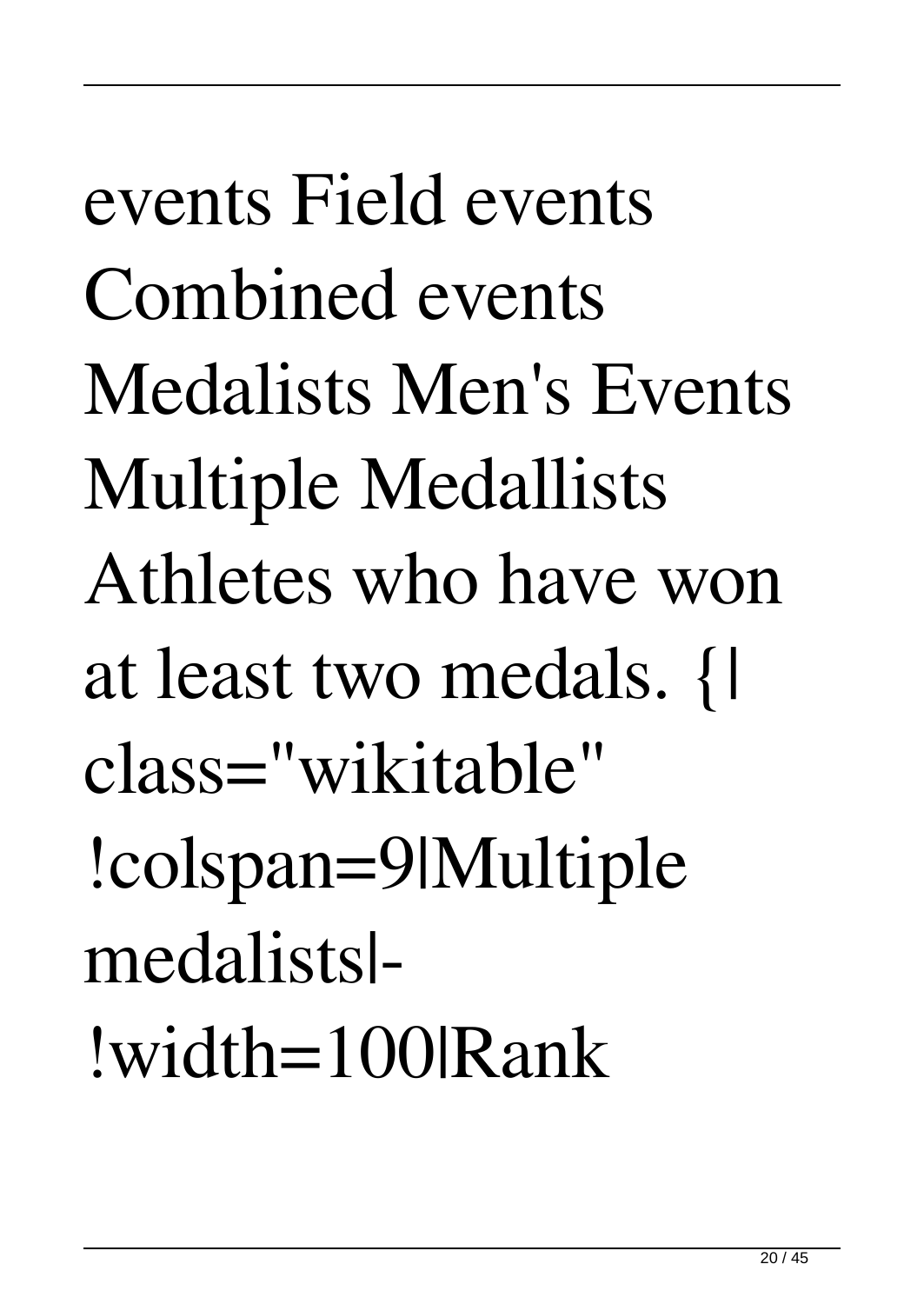events Field events Combined events Medalists Men's Events Multiple Medallists Athletes who have won at least two medals. {| class="wikitable" !colspan=9|Multiple medalists|- !width=100|Rank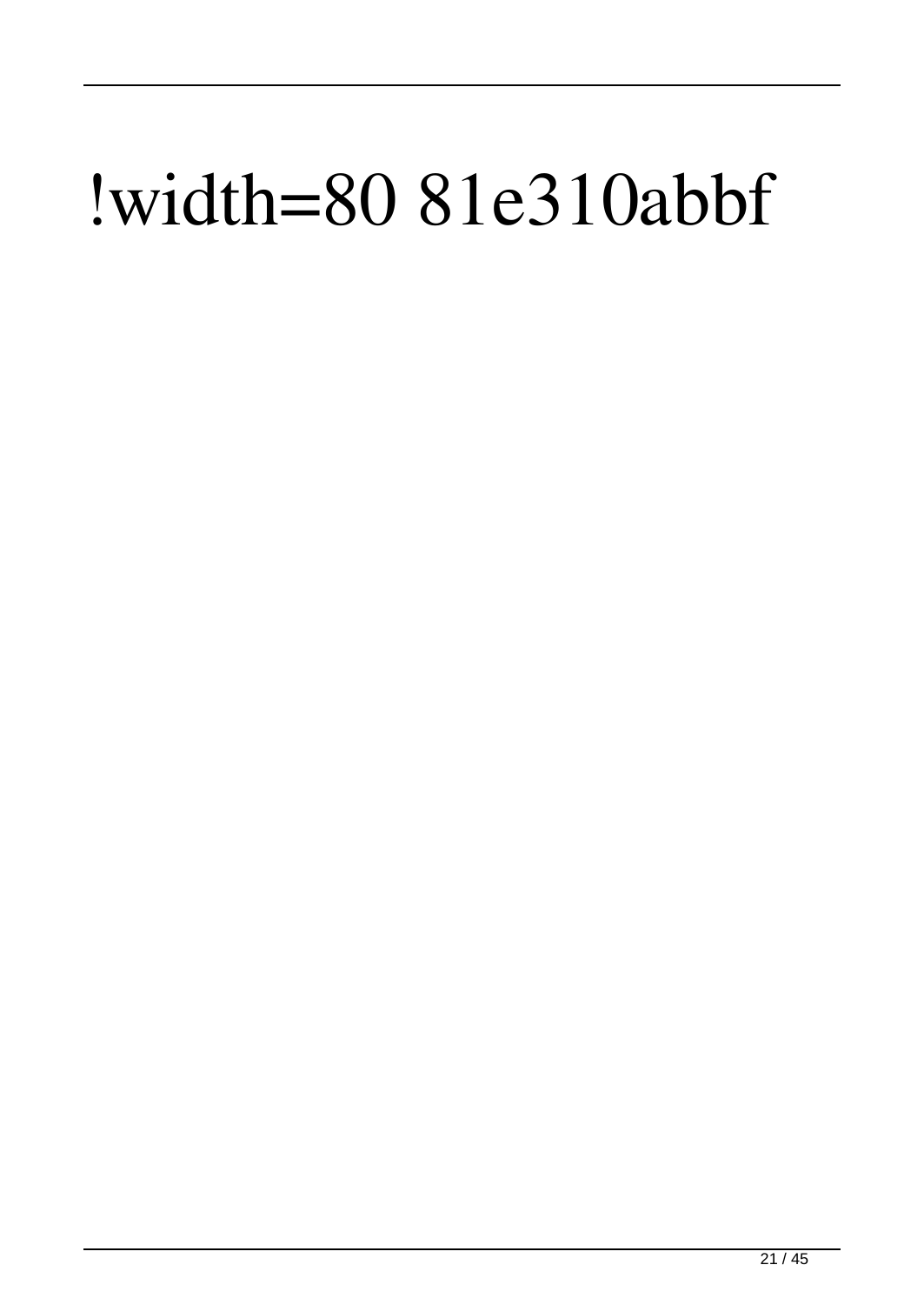!width=80 81e310abbf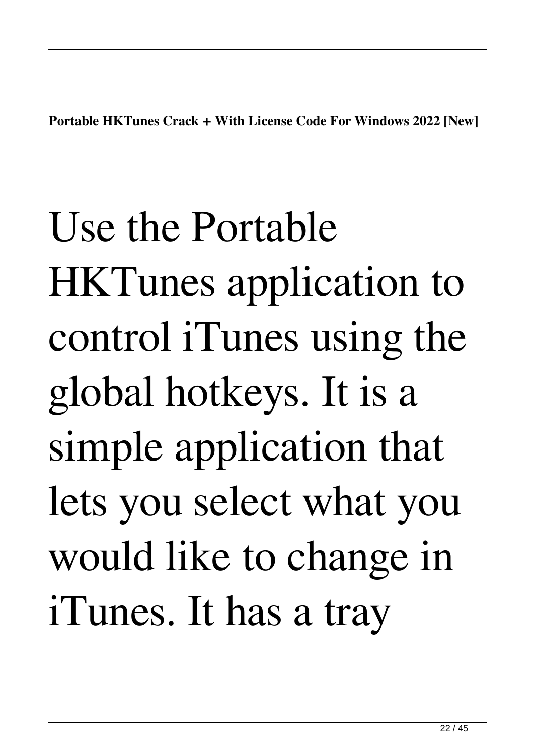Use the Portable HKTunes application to control iTunes using the global hotkeys. It is a simple application that lets you select what you would like to change in iTunes. It has a tray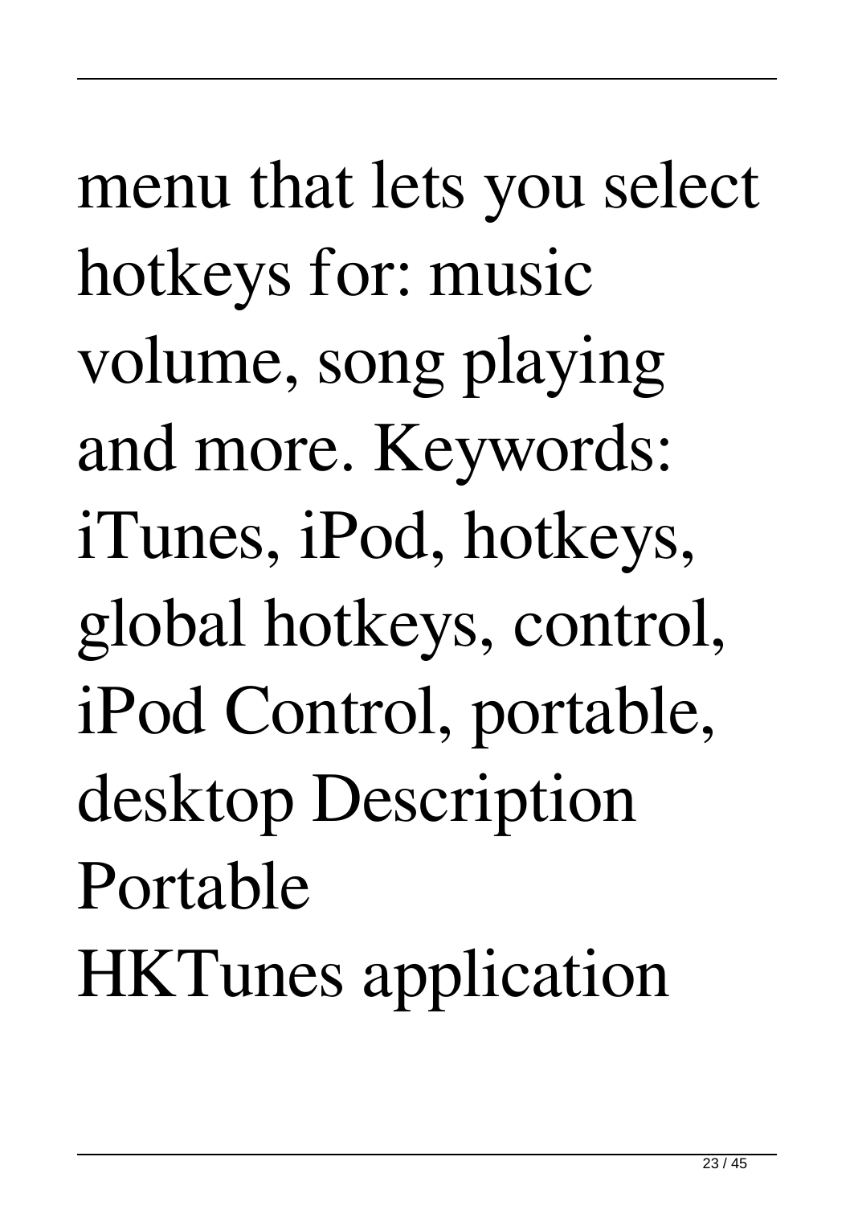menu that lets you select hotkeys for: music volume, song playing and more. Keywords: iTunes, iPod, hotkeys, global hotkeys, control, iPod Control, portable, desktop Description Portable HKTunes application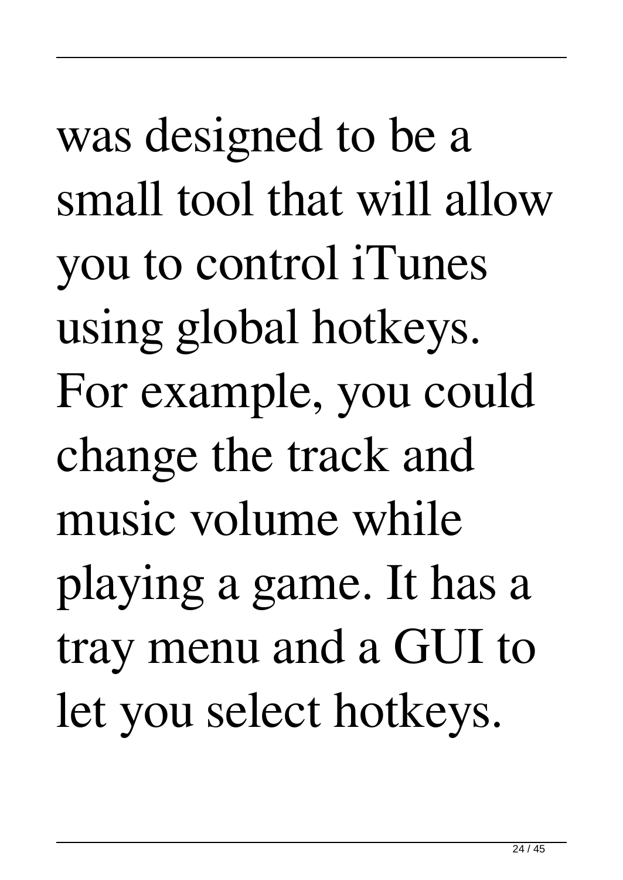was designed to be a small tool that will allow you to control iTunes using global hotkeys. For example, you could change the track and music volume while playing a game. It has a tray menu and a GUI to let you select hotkeys.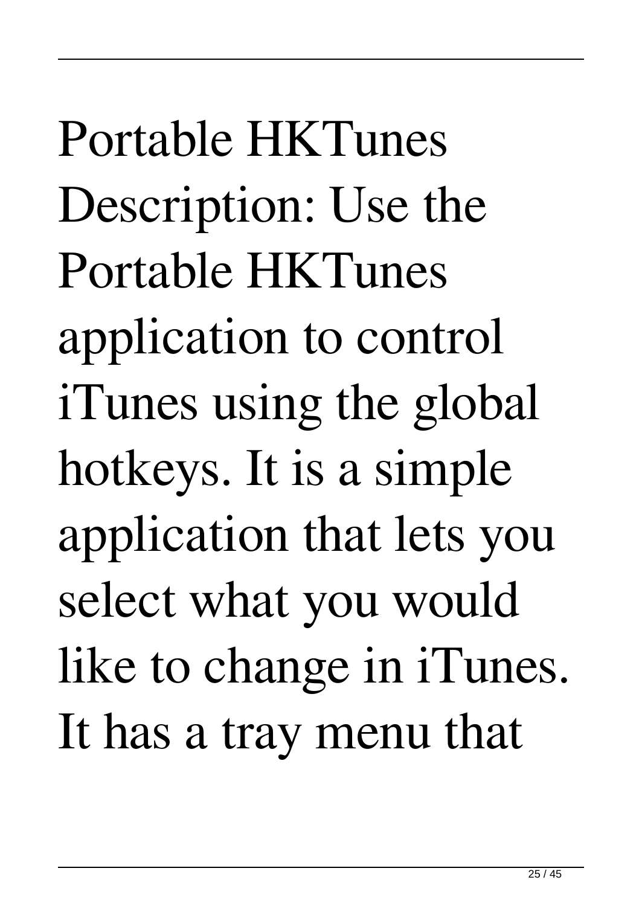Portable HKTunes Description: Use the Portable HKTunes application to control iTunes using the global hotkeys. It is a simple application that lets you select what you would like to change in iTunes. It has a tray menu that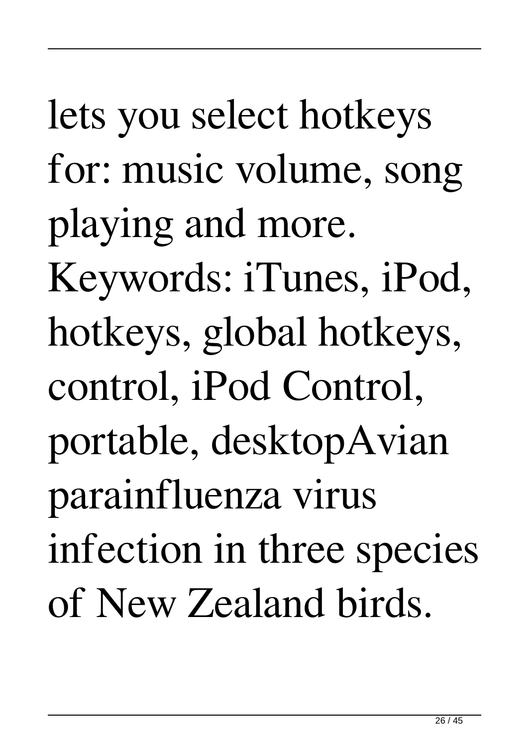lets you select hotkeys for: music volume, song playing and more. Keywords: iTunes, iPod, hotkeys, global hotkeys, control, iPod Control, portable, desktopAvian parainfluenza virus infection in three species of New Zealand birds.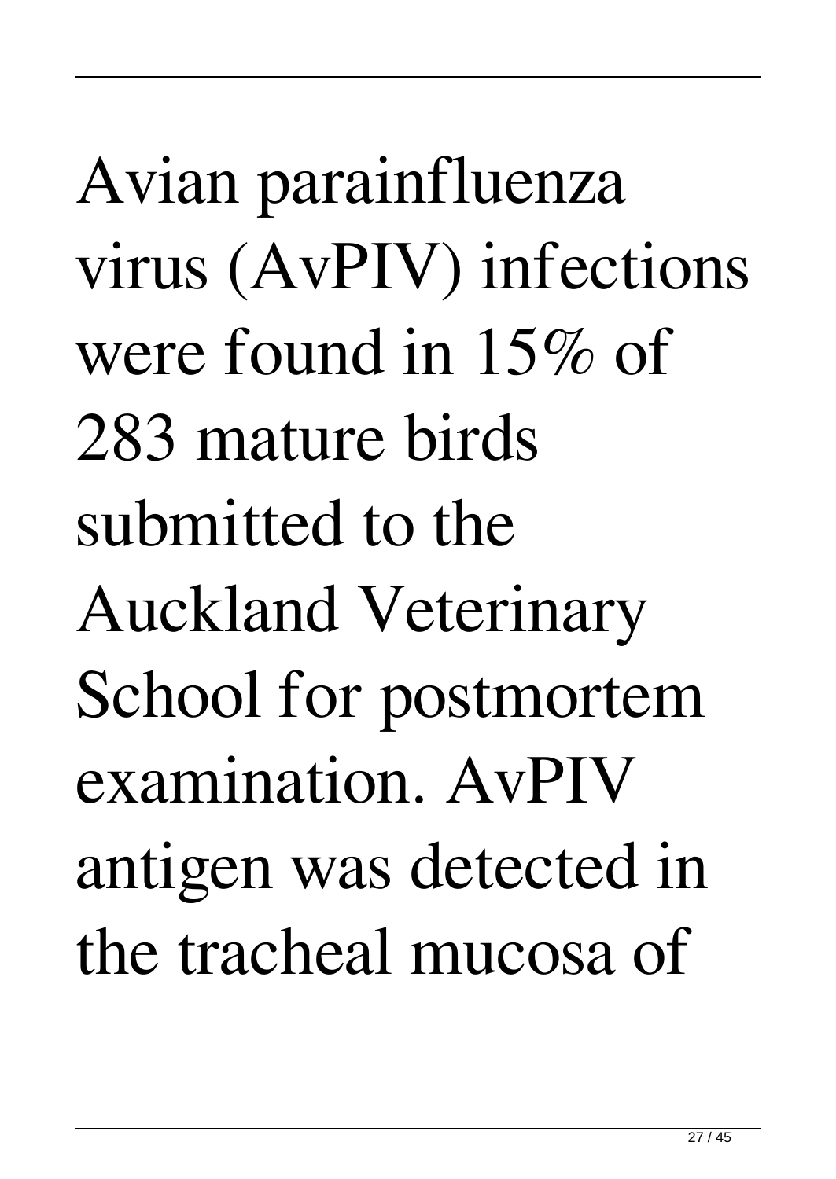Avian parainfluenza virus (AvPIV) infections were found in 15% of 283 mature birds submitted to the Auckland Veterinary School for postmortem examination. AvPIV antigen was detected in the tracheal mucosa of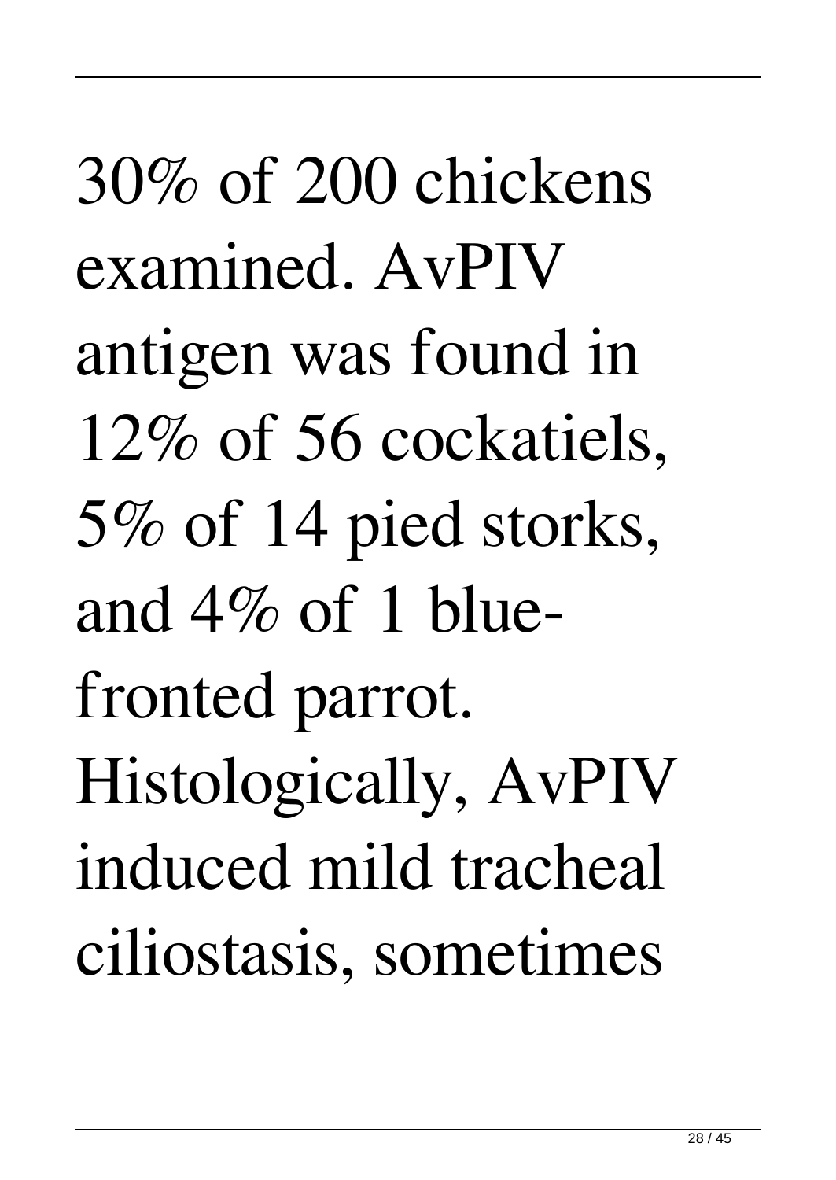30% of 200 chickens examined. AvPIV antigen was found in 12% of 56 cockatiels, 5% of 14 pied storks, and 4% of 1 blue-fronted parrot. Histologically, AvPIV induced mild tracheal ciliostasis, sometimes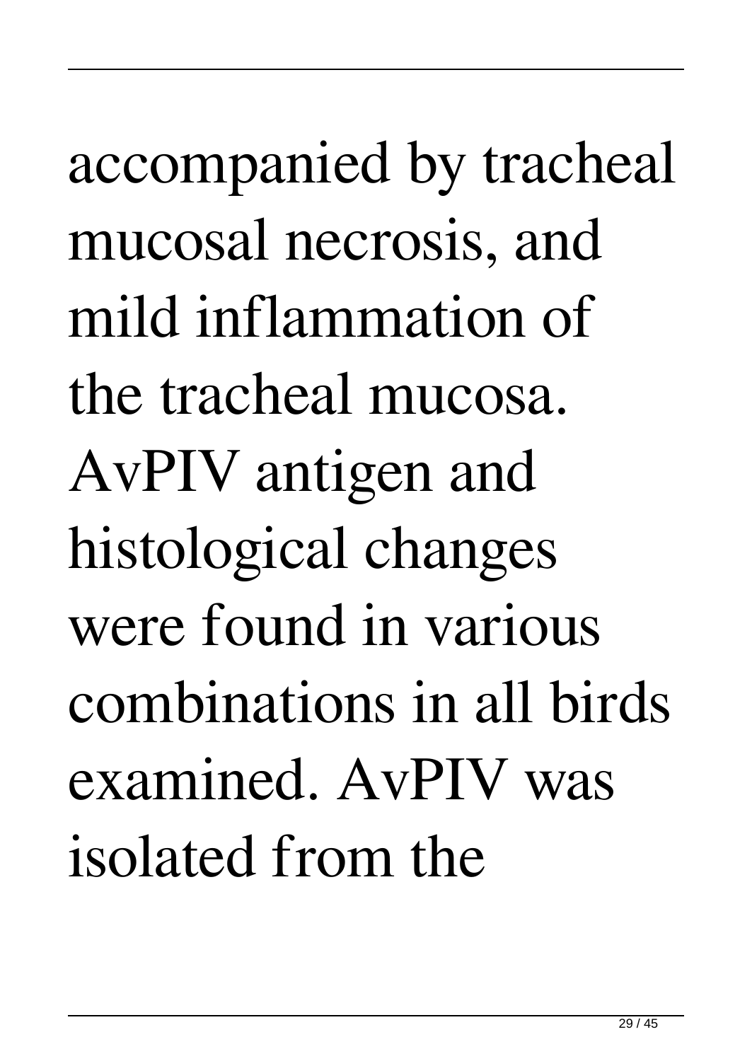accompanied by tracheal mucosal necrosis, and mild inflammation of the tracheal mucosa. AvPIV antigen and histological changes were found in various combinations in all birds examined. AvPIV was isolated from the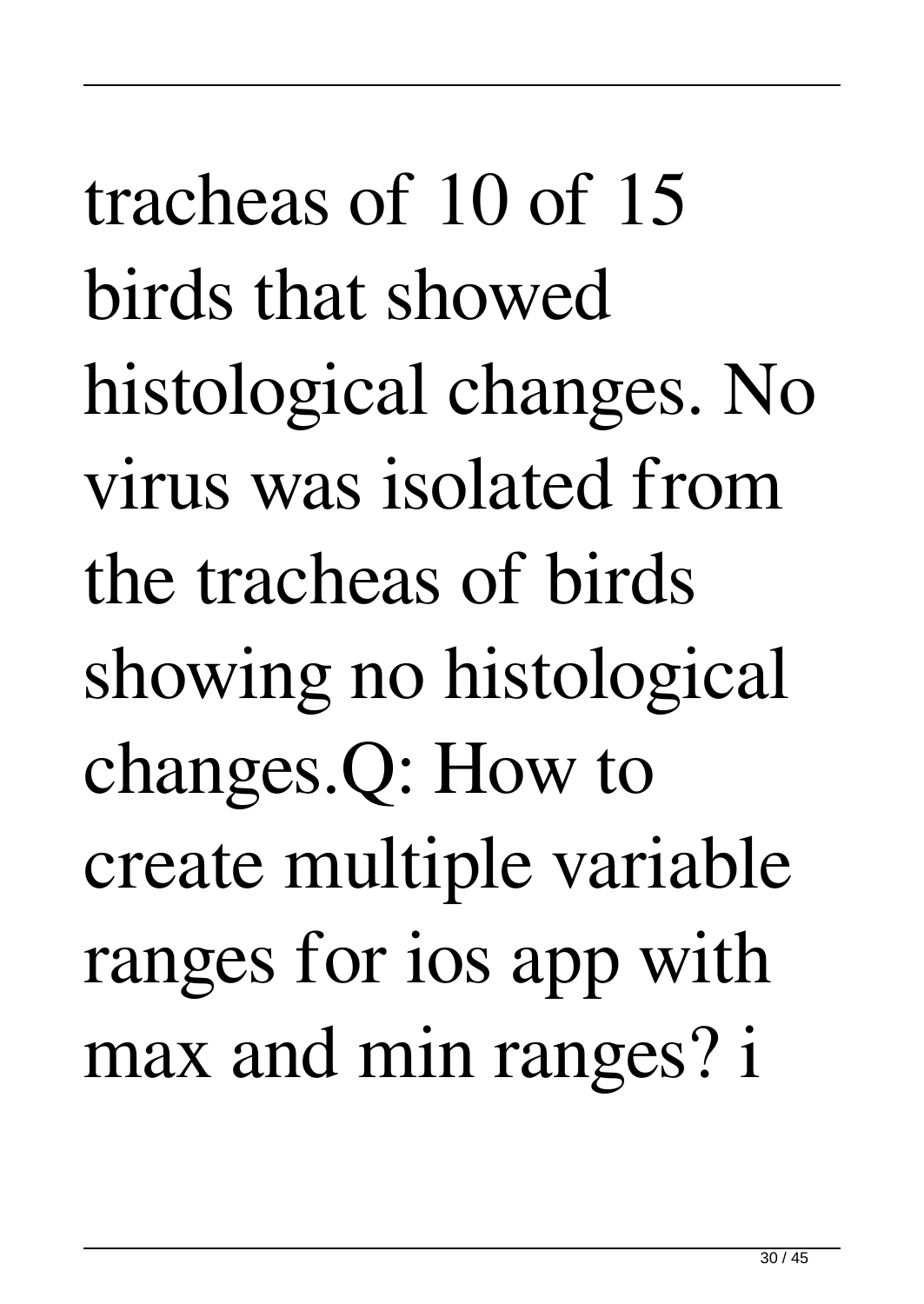tracheas of 10 of 15 birds that showed histological changes. No virus was isolated from the tracheas of birds showing no histological changes.Q: How to create multiple variable ranges for ios app with max and min ranges? i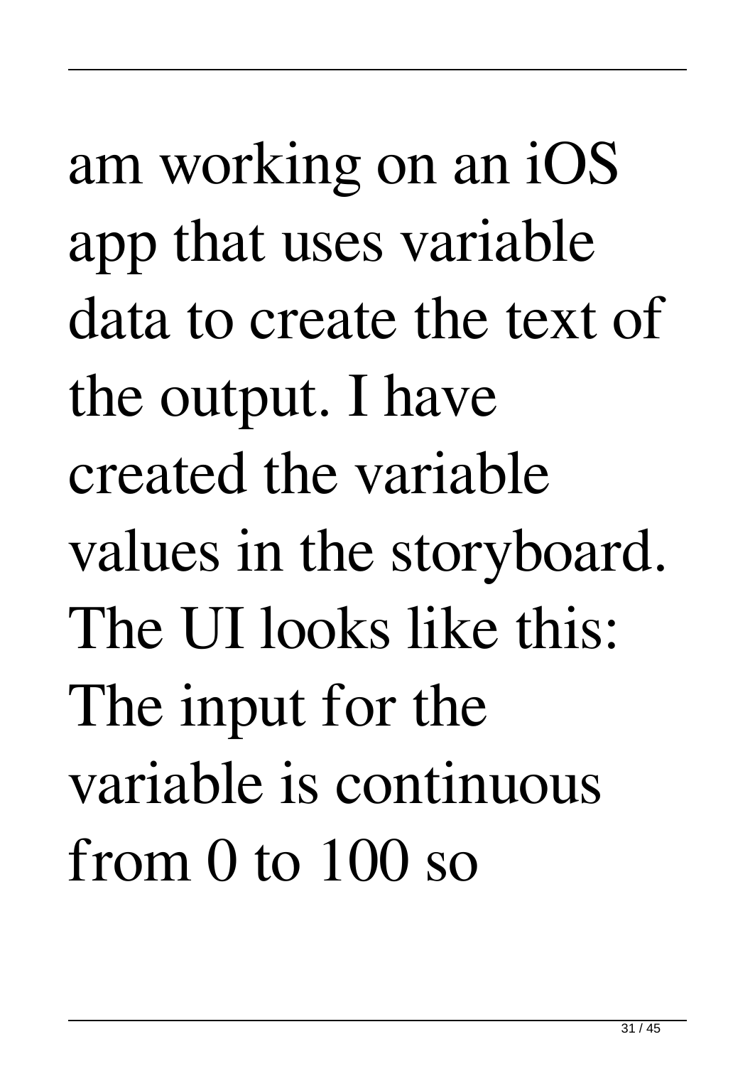am working on an iOS app that uses variable data to create the text of the output. I have created the variable values in the storyboard. The UI looks like this: The input for the variable is continuous from 0 to 100 so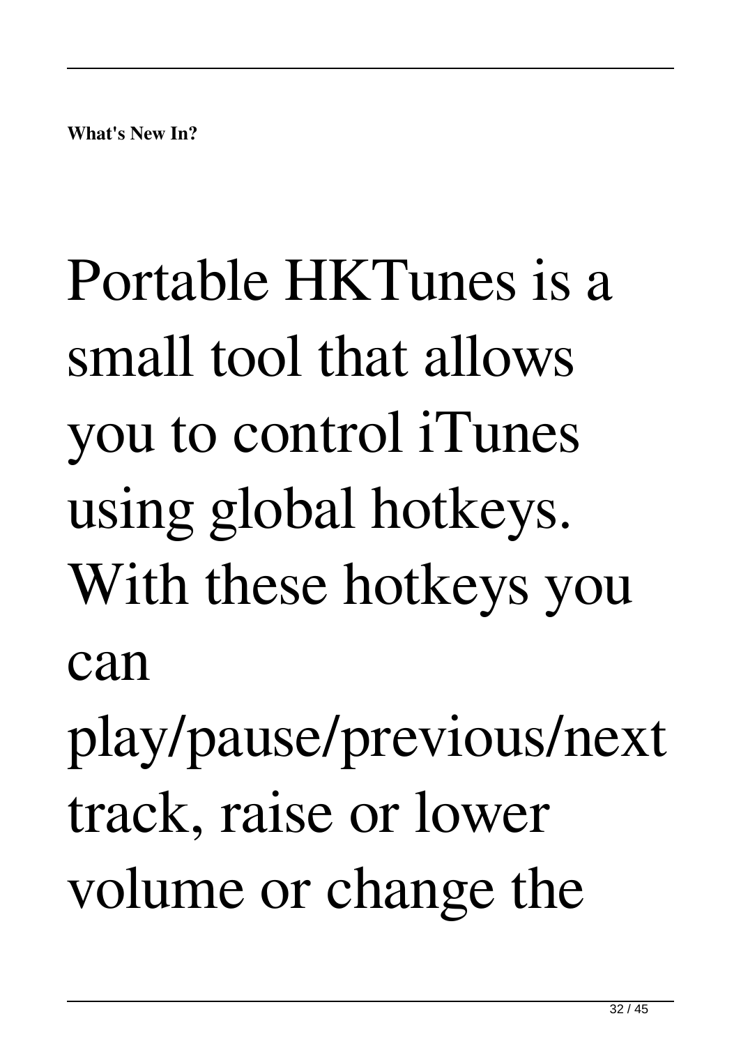**What's New In?**

Portable HKTunes is a small tool that allows you to control iTunes using global hotkeys. With these hotkeys you can play/pause/previous/next track, raise or lower volume or change the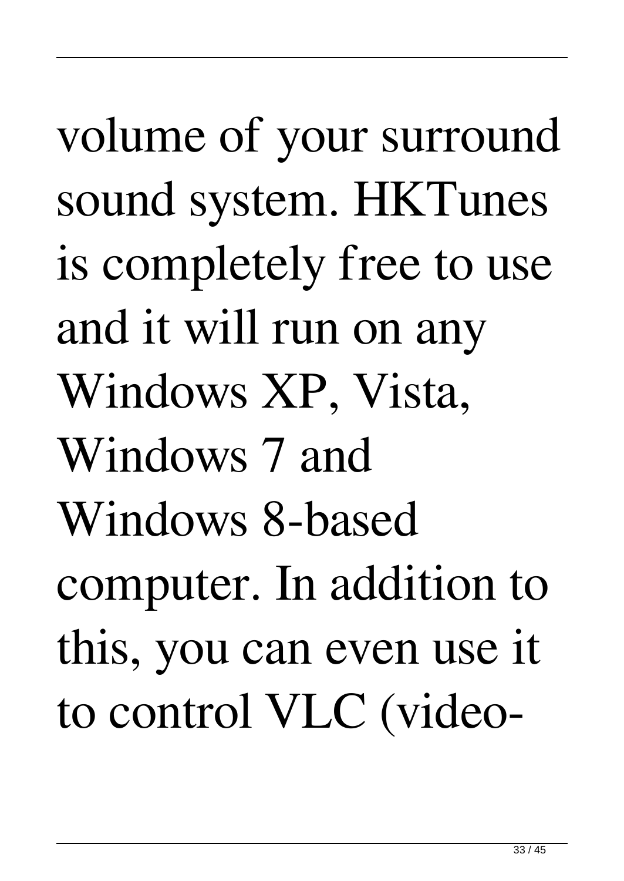volume of your surround sound system. HKTunes is completely free to use and it will run on any Windows XP, Vista, Windows 7 and Windows 8-based computer. In addition to this, you can even use it to control VLC (video-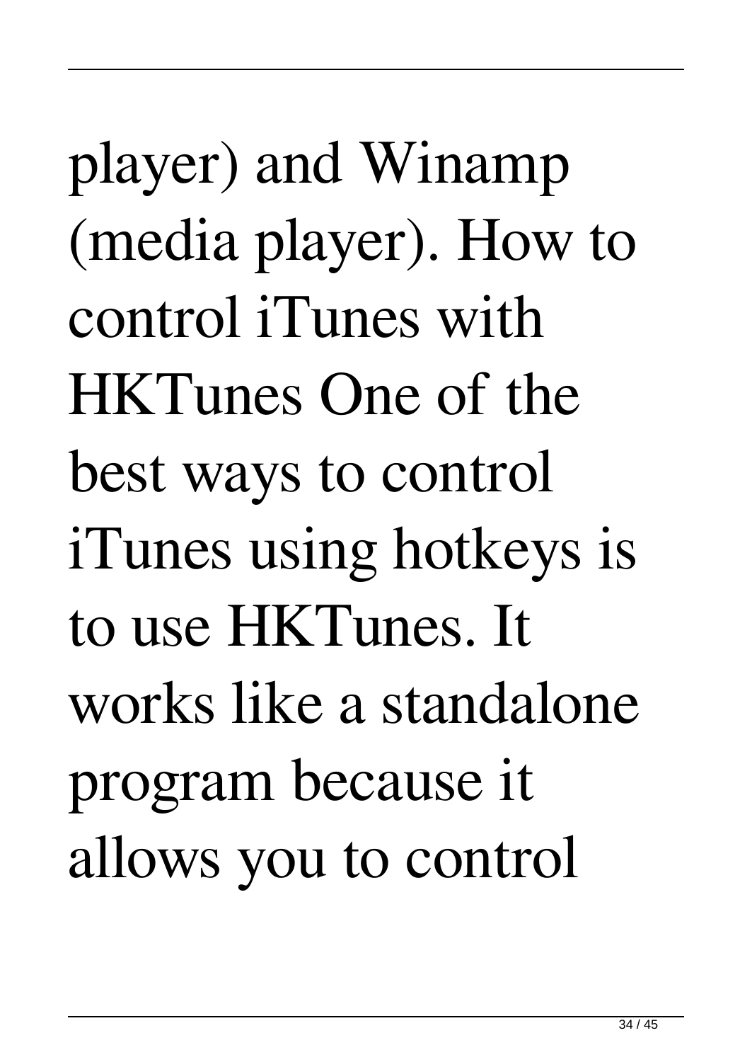player) and Winamp (media player). How to control iTunes with HKTunes One of the best ways to control iTunes using hotkeys is to use HKTunes. It works like a standalone program because it allows you to control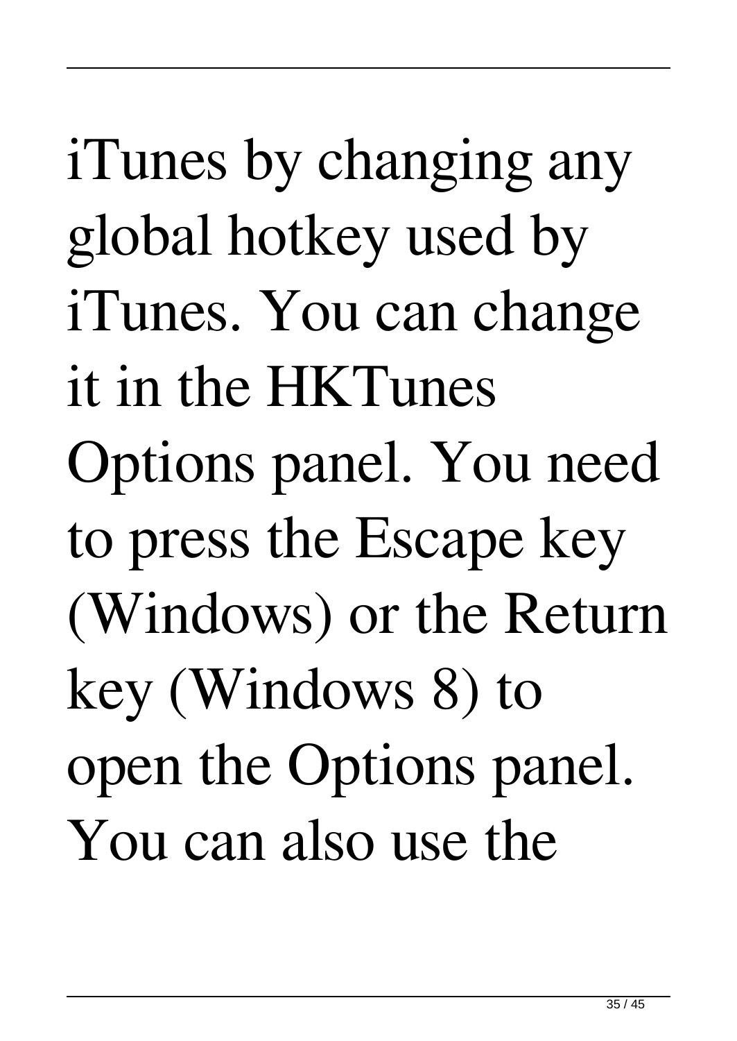iTunes by changing any global hotkey used by iTunes. You can change it in the HKTunes Options panel. You need to press the Escape key (Windows) or the Return key (Windows 8) to open the Options panel. You can also use the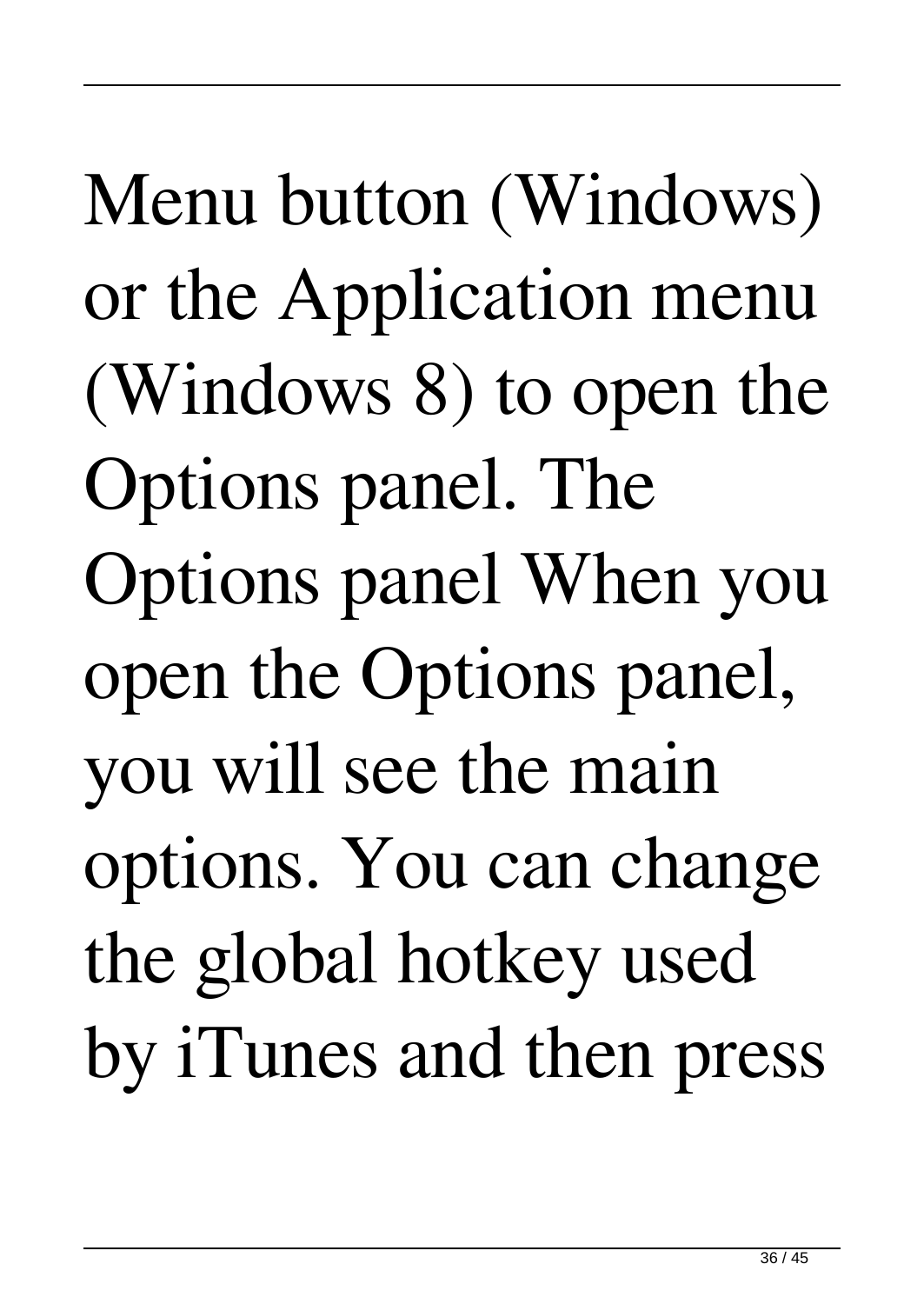Menu button (Windows) or the Application menu (Windows 8) to open the Options panel. The Options panel When you open the Options panel, you will see the main options. You can change the global hotkey used by iTunes and then press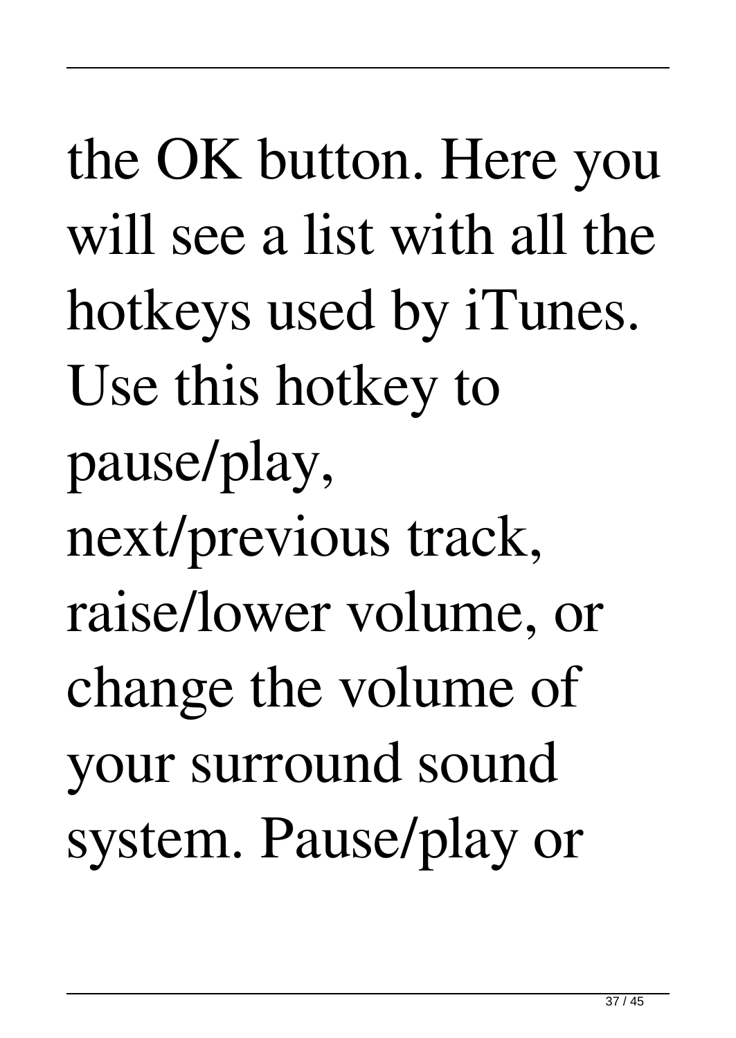the OK button. Here you will see a list with all the hotkeys used by iTunes. Use this hotkey to pause/play, next/previous track, raise/lower volume, or change the volume of your surround sound system. Pause/play or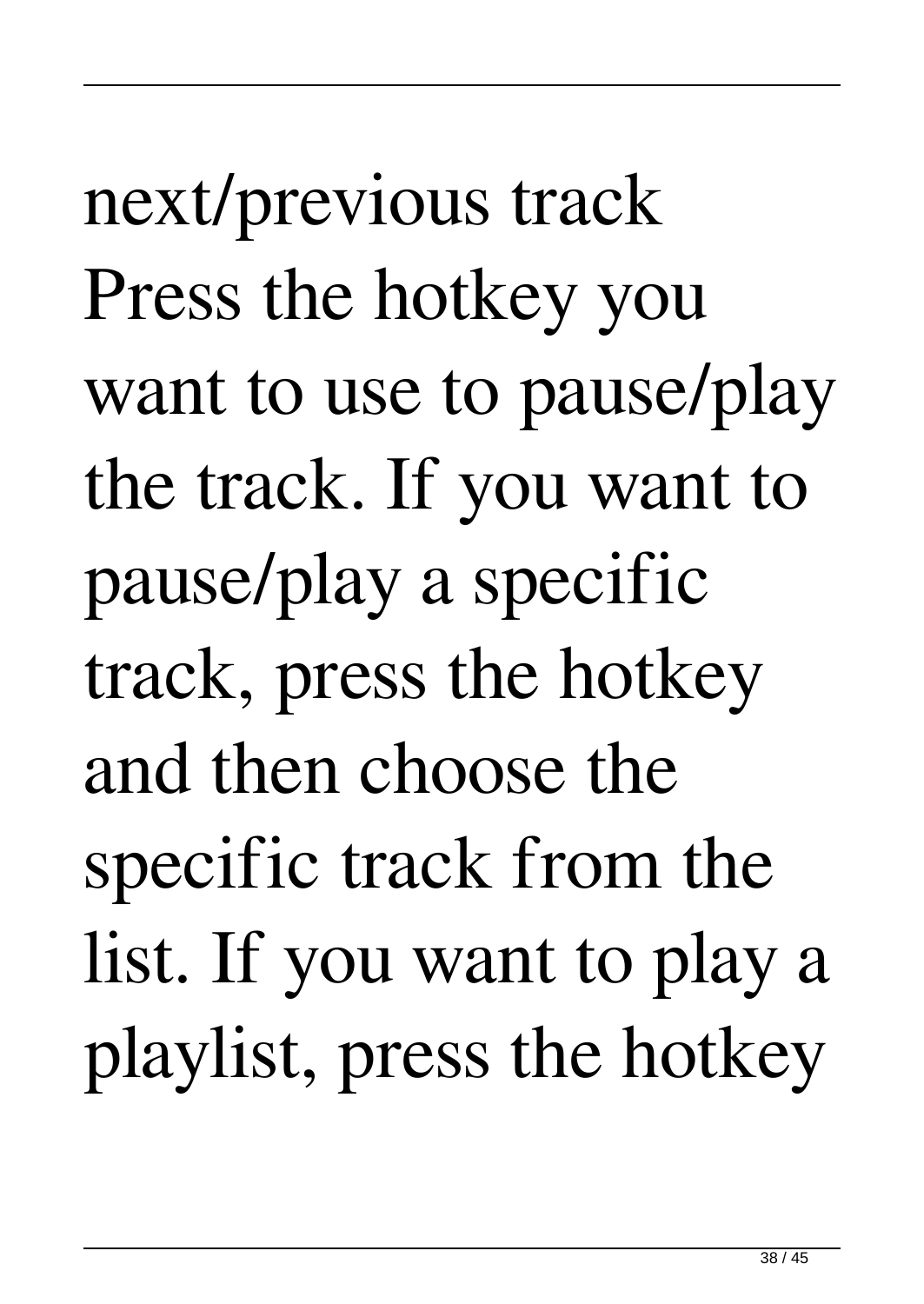next/previous track Press the hotkey you want to use to pause/play the track. If you want to pause/play a specific track, press the hotkey and then choose the specific track from the list. If you want to play a playlist, press the hotkey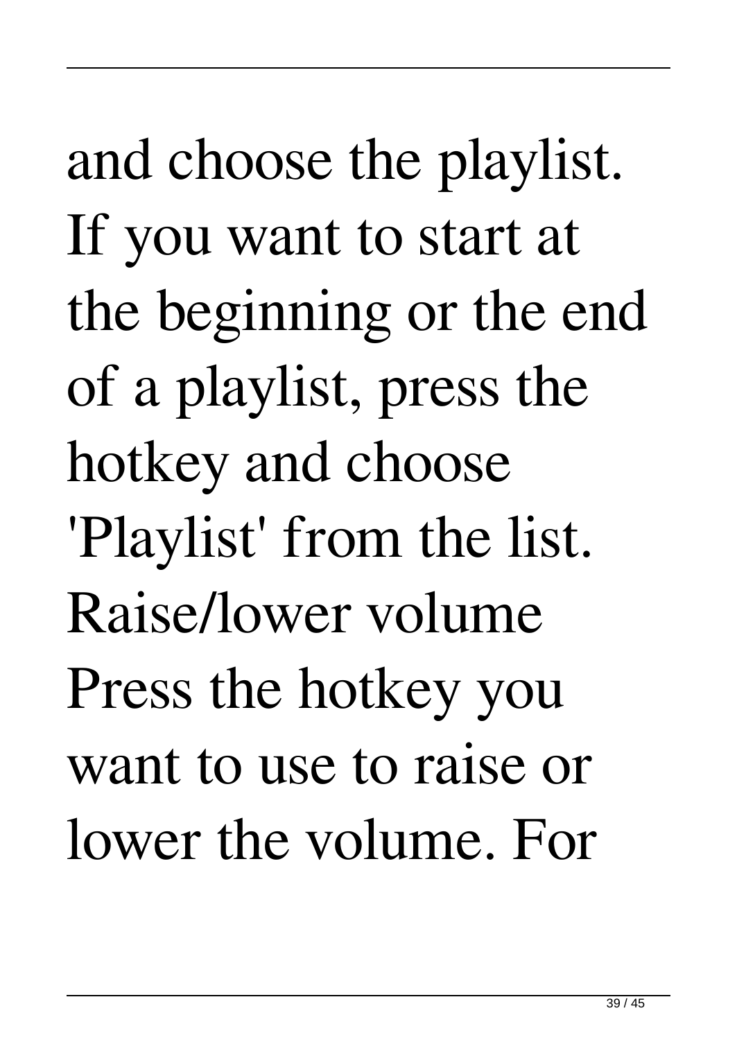and choose the playlist. If you want to start at the beginning or the end of a playlist, press the hotkey and choose 'Playlist' from the list. Raise/lower volume Press the hotkey you want to use to raise or lower the volume. For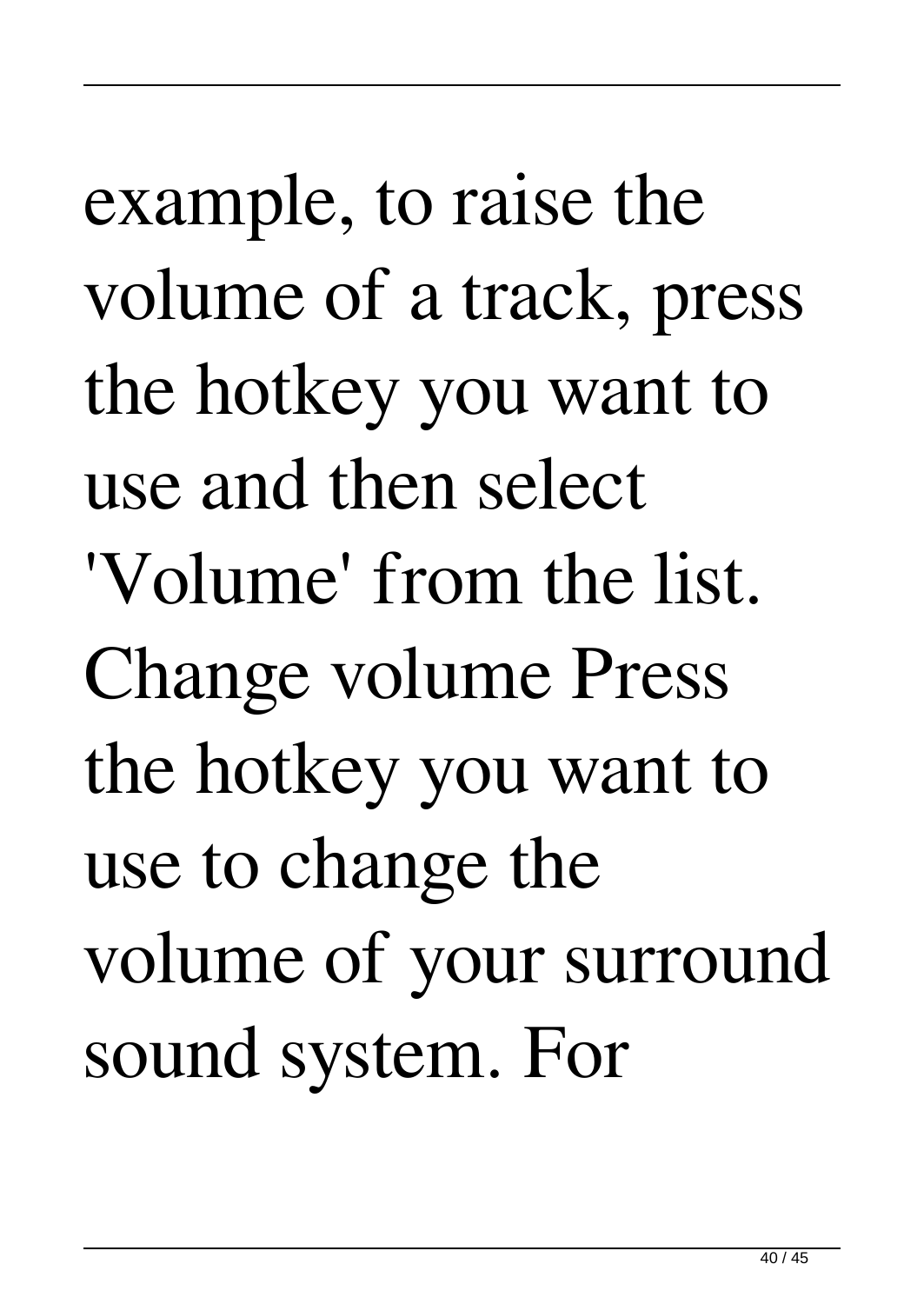example, to raise the volume of a track, press the hotkey you want to use and then select 'Volume' from the list. Change volume Press the hotkey you want to use to change the volume of your surround sound system. For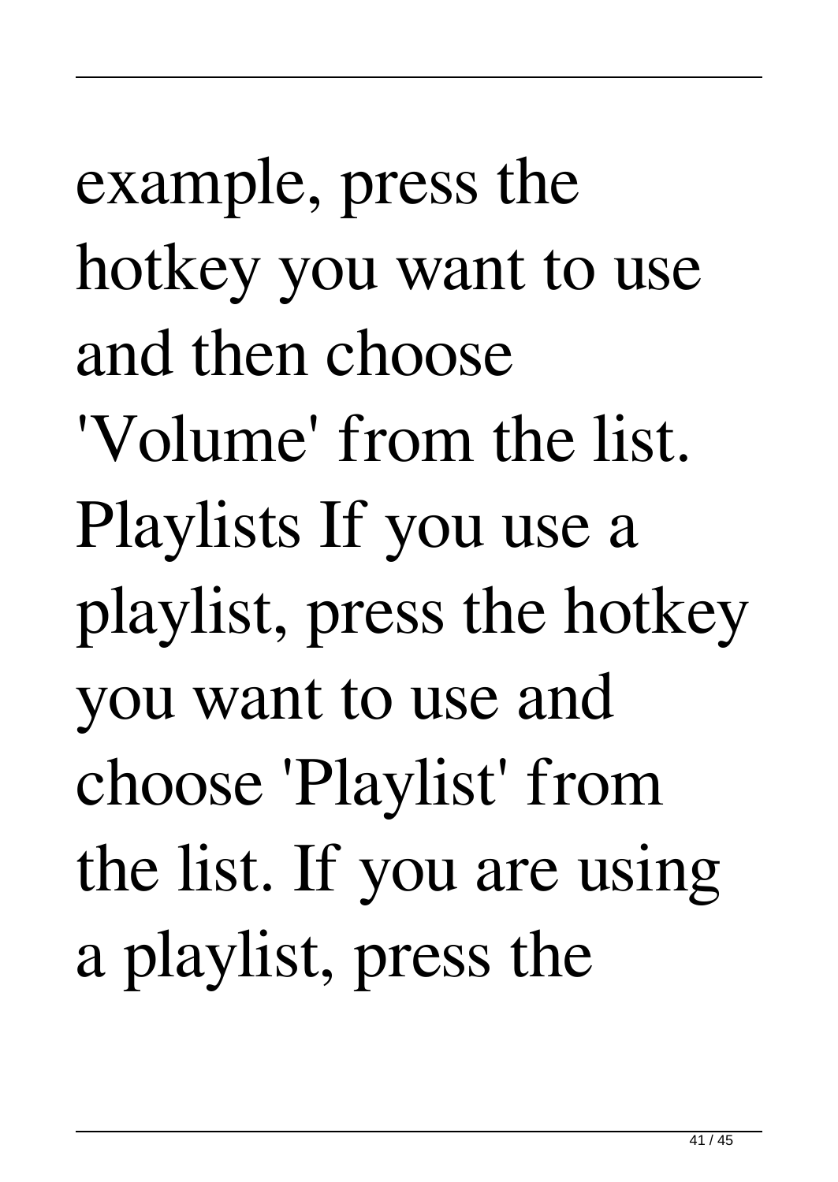example, press the hotkey you want to use and then choose 'Volume' from the list. Playlists If you use a playlist, press the hotkey you want to use and choose 'Playlist' from the list. If you are using a playlist, press the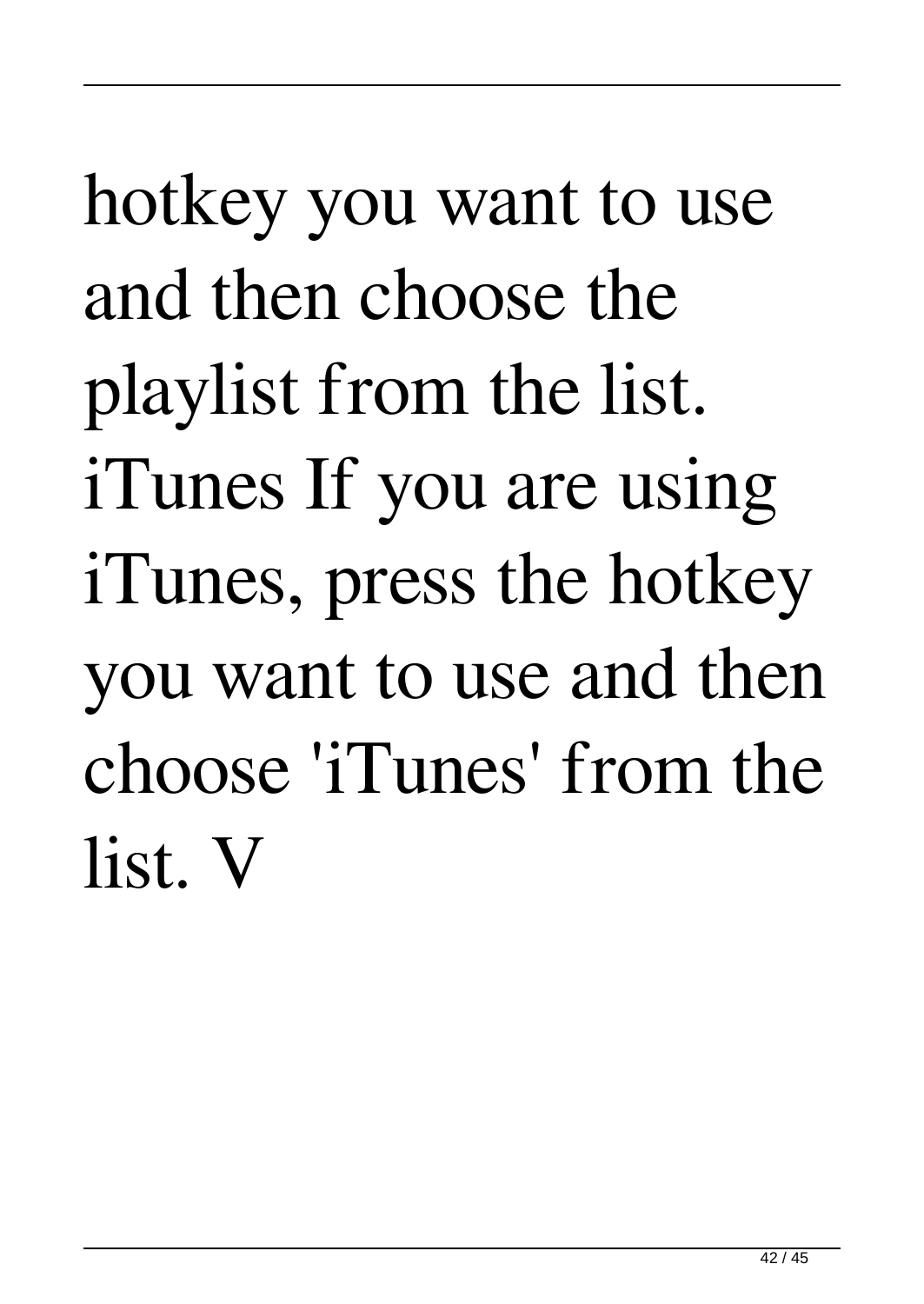hotkey you want to use and then choose the playlist from the list. iTunes If you are using iTunes, press the hotkey you want to use and then choose 'iTunes' from the list. V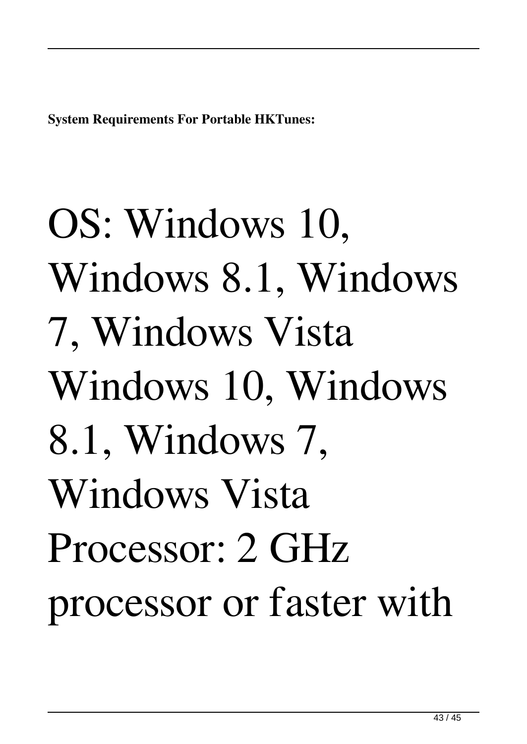**System Requirements For Portable HKTunes:**

OS: Windows 10, Windows 8.1, Windows 7, Windows Vista Windows 10, Windows 8.1, Windows 7, Windows Vista Processor: 2 GHz processor or faster with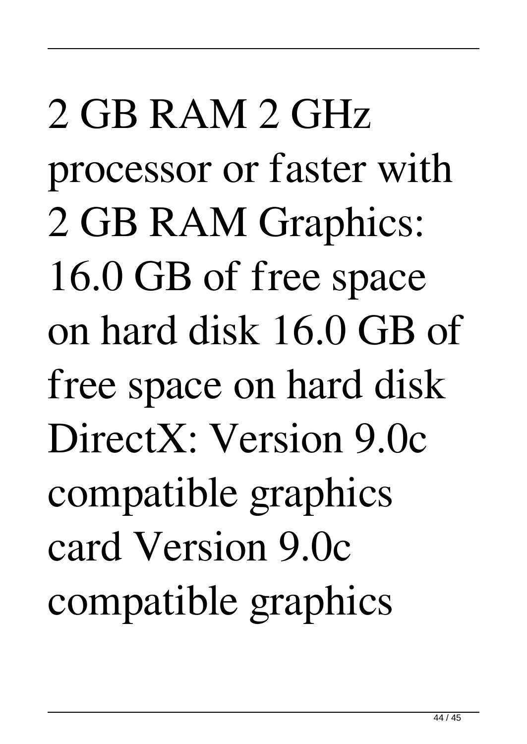2 GB RAM 2 GHz processor or faster with 2 GB RAM Graphics: 16.0 GB of free space on hard disk 16.0 GB of free space on hard disk DirectX: Version 9.0c compatible graphics card Version 9.0c compatible graphics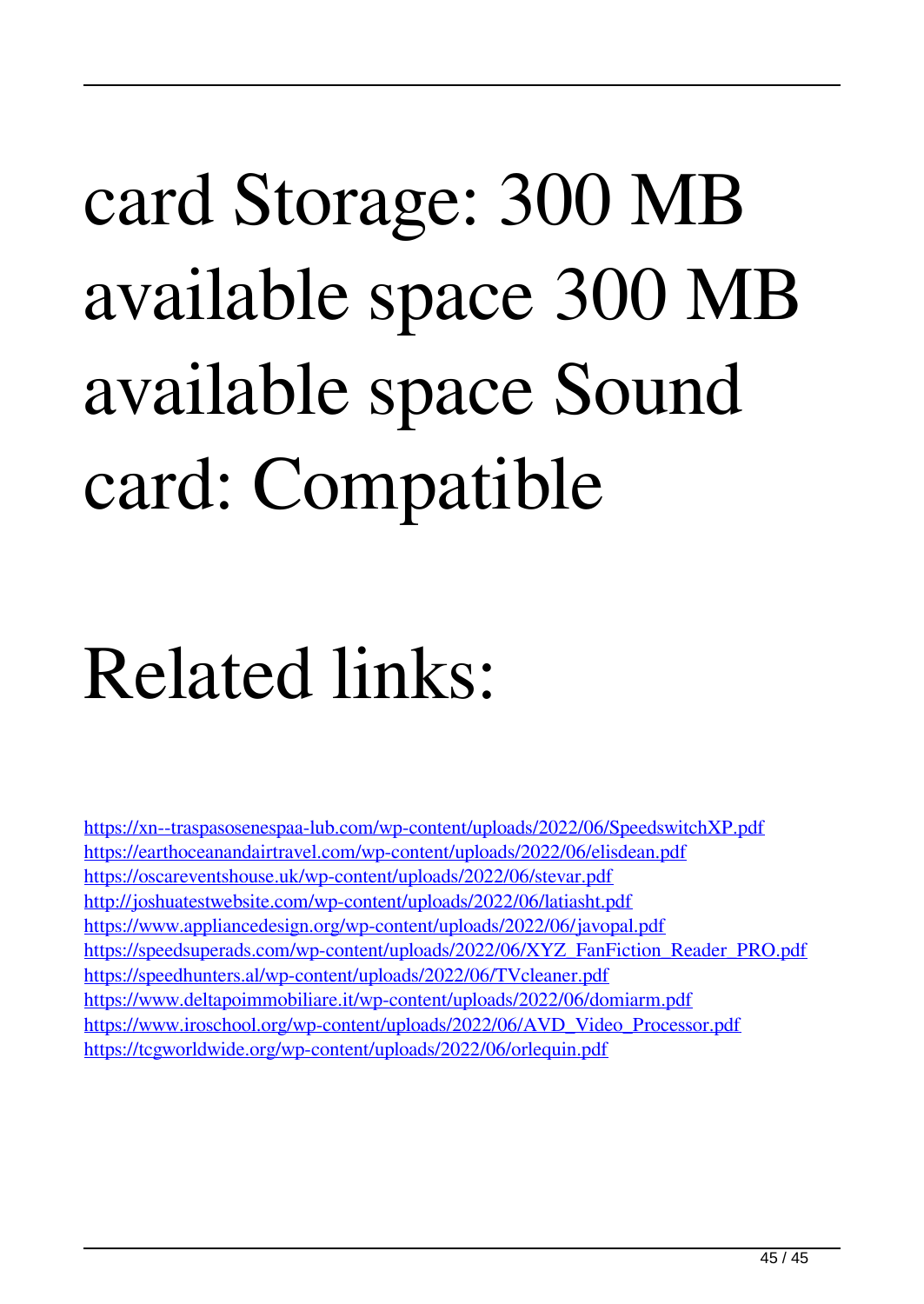card Storage: 300 MB available space 300 MB available space Sound card: Compatible

# Related links:

https://xn--traspasosenespaa-lub.com/wp-content/uploads/2022/06/SpeedswitchXP.pdf
https://earthoceanandairtravel.com/wp-content/uploads/2022/06/elisdean.pdf
https://oscareventshouse.uk/wp-content/uploads/2022/06/stevar.pdf
http://joshuatestwebsite.com/wp-content/uploads/2022/06/latiasht.pdf
https://www.appliancedesign.org/wp-content/uploads/2022/06/javopal.pdf
https://speedsuperads.com/wp-content/uploads/2022/06/XYZ_FanFiction_Reader_PRO.pdf
https://speedhunters.al/wp-content/uploads/2022/06/TVcleaner.pdf
https://www.deltapoimmobiliare.it/wp-content/uploads/2022/06/domiarm.pdf
https://www.iroschool.org/wp-content/uploads/2022/06/AVD_Video_Processor.pdf
https://tcgworldwide.org/wp-content/uploads/2022/06/orlequin.pdf